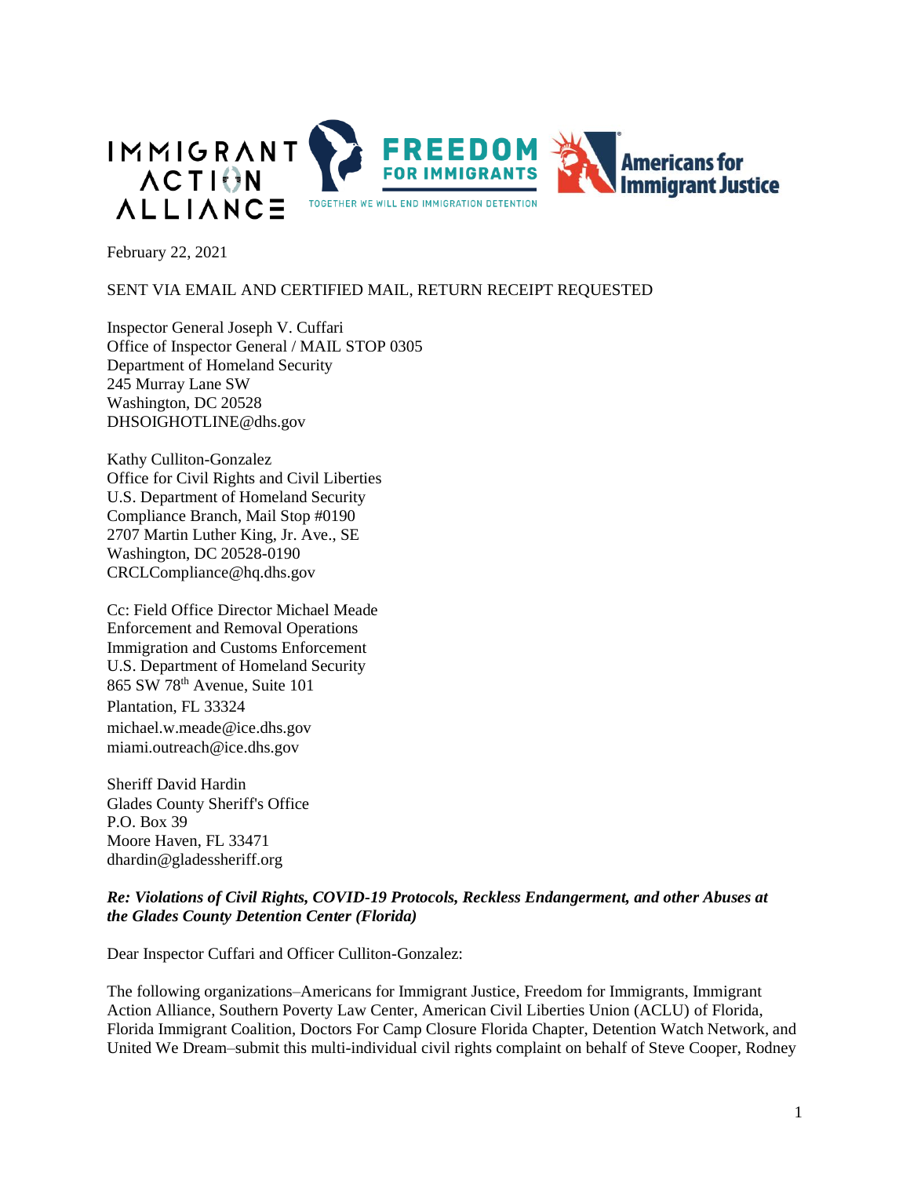IMMIGRANT ACTION ALLIANCE | FREEDOM FOR IMMIGRANTS — TOGETHER WE WILL END IMMIGRATION DETENTION | Americans for Immigrant Justice

February 22, 2021

SENT VIA EMAIL AND CERTIFIED MAIL, RETURN RECEIPT REQUESTED

Inspector General Joseph V. Cuffari
Office of Inspector General / MAIL STOP 0305
Department of Homeland Security
245 Murray Lane SW
Washington, DC 20528
DHSOIGHOTLINE@dhs.gov

Kathy Culliton-Gonzalez
Office for Civil Rights and Civil Liberties
U.S. Department of Homeland Security
Compliance Branch, Mail Stop #0190
2707 Martin Luther King, Jr. Ave., SE
Washington, DC 20528-0190
CRCLCompliance@hq.dhs.gov

Cc: Field Office Director Michael Meade
Enforcement and Removal Operations
Immigration and Customs Enforcement
U.S. Department of Homeland Security
865 SW 78th Avenue, Suite 101
Plantation, FL 33324
michael.w.meade@ice.dhs.gov
miami.outreach@ice.dhs.gov

Sheriff David Hardin
Glades County Sheriff's Office
P.O. Box 39
Moore Haven, FL 33471
dhardin@gladessheriff.org

***Re: Violations of Civil Rights, COVID-19 Protocols, Reckless Endangerment, and other Abuses at the Glades County Detention Center (Florida)***

Dear Inspector Cuffari and Officer Culliton-Gonzalez:

The following organizations–Americans for Immigrant Justice, Freedom for Immigrants, Immigrant Action Alliance, Southern Poverty Law Center, American Civil Liberties Union (ACLU) of Florida, Florida Immigrant Coalition, Doctors For Camp Closure Florida Chapter, Detention Watch Network, and United We Dream–submit this multi-individual civil rights complaint on behalf of Steve Cooper, Rodney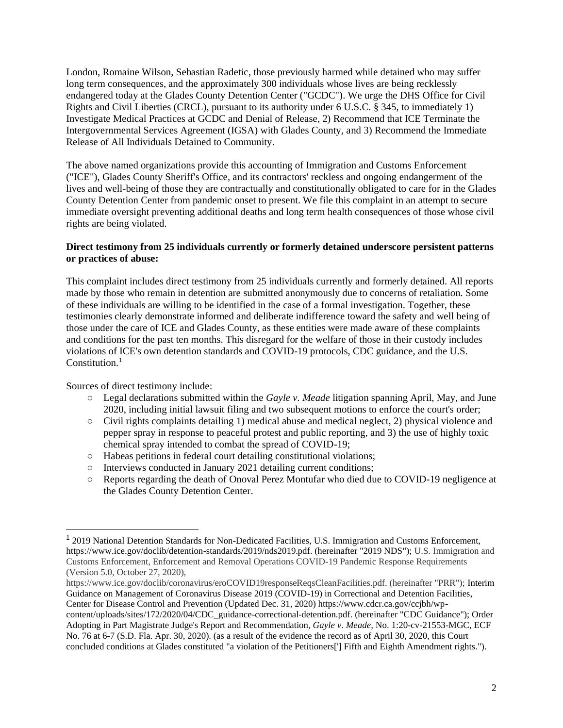London, Romaine Wilson, Sebastian Radetic, those previously harmed while detained who may suffer long term consequences, and the approximately 300 individuals whose lives are being recklessly endangered today at the Glades County Detention Center ("GCDC"). We urge the DHS Office for Civil Rights and Civil Liberties (CRCL), pursuant to its authority under 6 U.S.C. § 345, to immediately 1) Investigate Medical Practices at GCDC and Denial of Release, 2) Recommend that ICE Terminate the Intergovernmental Services Agreement (IGSA) with Glades County, and 3) Recommend the Immediate Release of All Individuals Detained to Community.

The above named organizations provide this accounting of Immigration and Customs Enforcement ("ICE"), Glades County Sheriff's Office, and its contractors' reckless and ongoing endangerment of the lives and well-being of those they are contractually and constitutionally obligated to care for in the Glades County Detention Center from pandemic onset to present. We file this complaint in an attempt to secure immediate oversight preventing additional deaths and long term health consequences of those whose civil rights are being violated.

**Direct testimony from 25 individuals currently or formerly detained underscore persistent patterns or practices of abuse:**

This complaint includes direct testimony from 25 individuals currently and formerly detained. All reports made by those who remain in detention are submitted anonymously due to concerns of retaliation. Some of these individuals are willing to be identified in the case of a formal investigation. Together, these testimonies clearly demonstrate informed and deliberate indifference toward the safety and well being of those under the care of ICE and Glades County, as these entities were made aware of these complaints and conditions for the past ten months. This disregard for the welfare of those in their custody includes violations of ICE's own detention standards and COVID-19 protocols, CDC guidance, and the U.S. Constitution.[1]

Sources of direct testimony include:

- Legal declarations submitted within the *Gayle v. Meade* litigation spanning April, May, and June 2020, including initial lawsuit filing and two subsequent motions to enforce the court's order;
- Civil rights complaints detailing 1) medical abuse and medical neglect, 2) physical violence and pepper spray in response to peaceful protest and public reporting, and 3) the use of highly toxic chemical spray intended to combat the spread of COVID-19;
- Habeas petitions in federal court detailing constitutional violations;
- Interviews conducted in January 2021 detailing current conditions;
- Reports regarding the death of Onoval Perez Montufar who died due to COVID-19 negligence at the Glades County Detention Center.

---

[1] 2019 National Detention Standards for Non-Dedicated Facilities, U.S. Immigration and Customs Enforcement, https://www.ice.gov/doclib/detention-standards/2019/nds2019.pdf. (hereinafter "2019 NDS"); U.S. Immigration and Customs Enforcement, Enforcement and Removal Operations COVID-19 Pandemic Response Requirements (Version 5.0, October 27, 2020), https://www.ice.gov/doclib/coronavirus/eroCOVID19responseReqsCleanFacilities.pdf. (hereinafter "PRR"); Interim Guidance on Management of Coronavirus Disease 2019 (COVID-19) in Correctional and Detention Facilities, Center for Disease Control and Prevention (Updated Dec. 31, 2020) https://www.cdcr.ca.gov/ccjbh/wp-content/uploads/sites/172/2020/04/CDC_guidance-correctional-detention.pdf. (hereinafter "CDC Guidance"); Order Adopting in Part Magistrate Judge's Report and Recommendation, *Gayle v. Meade,* No. 1:20-cv-21553-MGC, ECF No. 76 at 6-7 (S.D. Fla. Apr. 30, 2020). (as a result of the evidence the record as of April 30, 2020, this Court concluded conditions at Glades constituted "a violation of the Petitioners['] Fifth and Eighth Amendment rights.").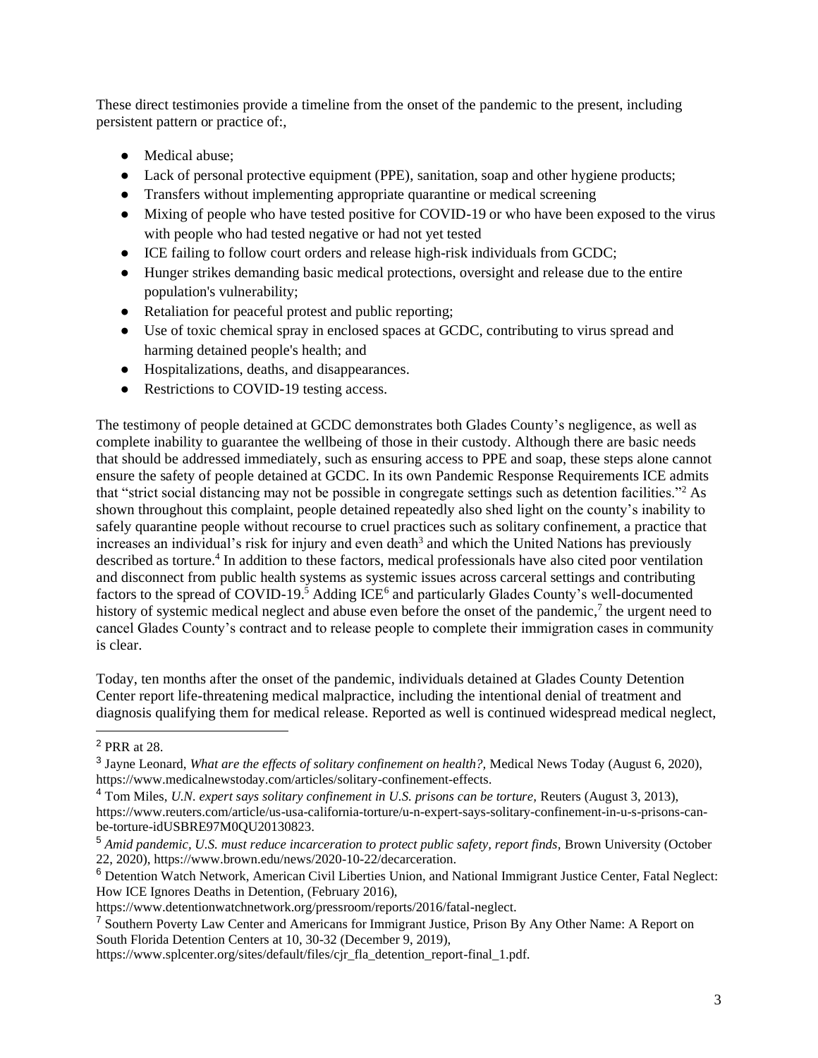These direct testimonies provide a timeline from the onset of the pandemic to the present, including persistent pattern or practice of:,

- Medical abuse;
- Lack of personal protective equipment (PPE), sanitation, soap and other hygiene products;
- Transfers without implementing appropriate quarantine or medical screening
- Mixing of people who have tested positive for COVID-19 or who have been exposed to the virus with people who had tested negative or had not yet tested
- ICE failing to follow court orders and release high-risk individuals from GCDC;
- Hunger strikes demanding basic medical protections, oversight and release due to the entire population's vulnerability;
- Retaliation for peaceful protest and public reporting;
- Use of toxic chemical spray in enclosed spaces at GCDC, contributing to virus spread and harming detained people's health; and
- Hospitalizations, deaths, and disappearances.
- Restrictions to COVID-19 testing access.

The testimony of people detained at GCDC demonstrates both Glades County's negligence, as well as complete inability to guarantee the wellbeing of those in their custody. Although there are basic needs that should be addressed immediately, such as ensuring access to PPE and soap, these steps alone cannot ensure the safety of people detained at GCDC. In its own Pandemic Response Requirements ICE admits that "strict social distancing may not be possible in congregate settings such as detention facilities."[2] As shown throughout this complaint, people detained repeatedly also shed light on the county's inability to safely quarantine people without recourse to cruel practices such as solitary confinement, a practice that increases an individual's risk for injury and even death[3] and which the United Nations has previously described as torture.[4] In addition to these factors, medical professionals have also cited poor ventilation and disconnect from public health systems as systemic issues across carceral settings and contributing factors to the spread of COVID-19.[5] Adding ICE[6] and particularly Glades County's well-documented history of systemic medical neglect and abuse even before the onset of the pandemic,[7] the urgent need to cancel Glades County's contract and to release people to complete their immigration cases in community is clear.

Today, ten months after the onset of the pandemic, individuals detained at Glades County Detention Center report life-threatening medical malpractice, including the intentional denial of treatment and diagnosis qualifying them for medical release. Reported as well is continued widespread medical neglect,

---

[2] PRR at 28.

[3] Jayne Leonard, *What are the effects of solitary confinement on health?*, Medical News Today (August 6, 2020), https://www.medicalnewstoday.com/articles/solitary-confinement-effects.

[4] Tom Miles, *U.N. expert says solitary confinement in U.S. prisons can be torture*, Reuters (August 3, 2013), https://www.reuters.com/article/us-usa-california-torture/u-n-expert-says-solitary-confinement-in-u-s-prisons-can-be-torture-idUSBRE97M0QU20130823.

[5] *Amid pandemic, U.S. must reduce incarceration to protect public safety, report finds*, Brown University (October 22, 2020), https://www.brown.edu/news/2020-10-22/decarceration.

[6] Detention Watch Network, American Civil Liberties Union, and National Immigrant Justice Center, Fatal Neglect: How ICE Ignores Deaths in Detention, (February 2016), https://www.detentionwatchnetwork.org/pressroom/reports/2016/fatal-neglect.

[7] Southern Poverty Law Center and Americans for Immigrant Justice, Prison By Any Other Name: A Report on South Florida Detention Centers at 10, 30-32 (December 9, 2019), https://www.splcenter.org/sites/default/files/cjr_fla_detention_report-final_1.pdf.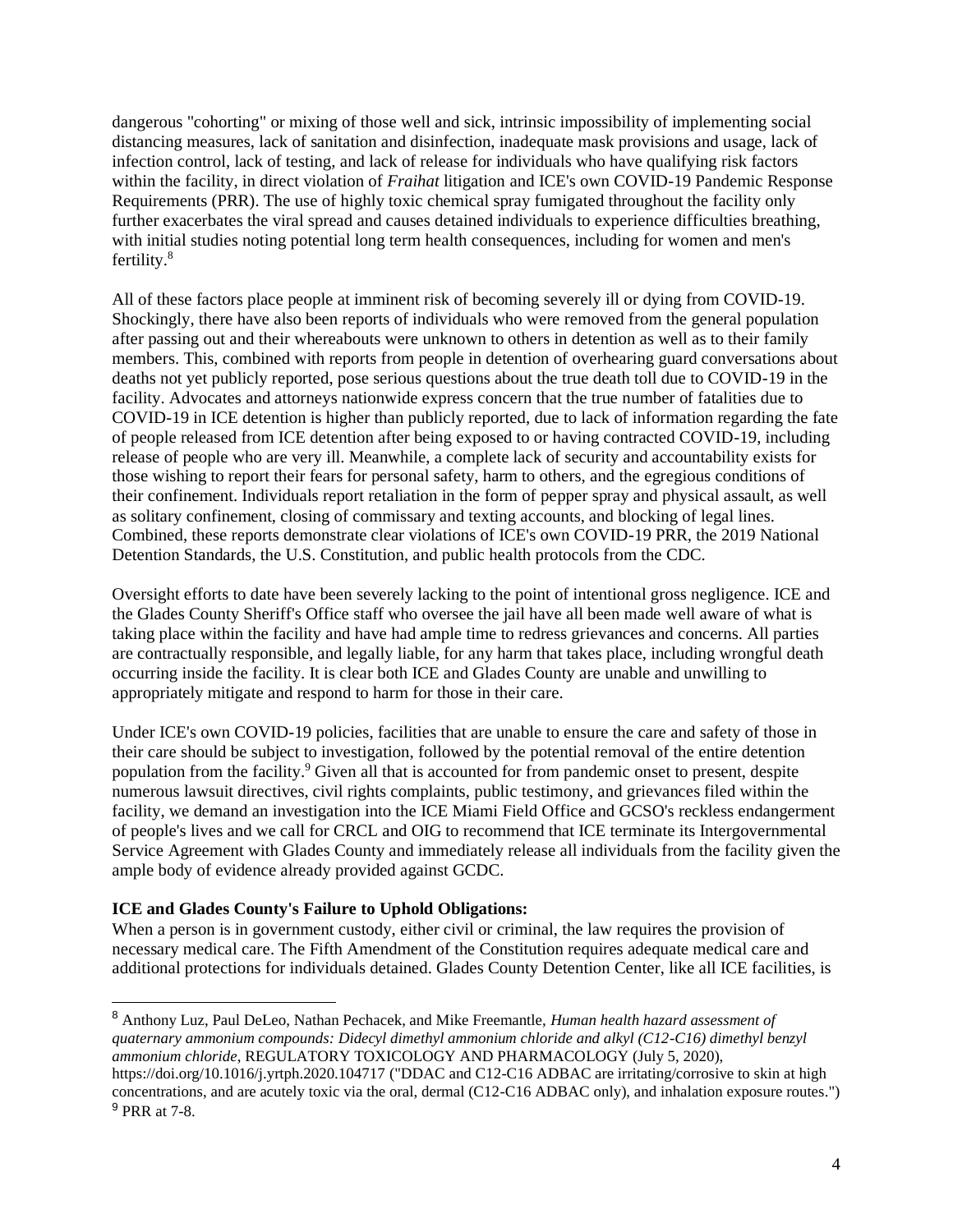dangerous "cohorting" or mixing of those well and sick, intrinsic impossibility of implementing social distancing measures, lack of sanitation and disinfection, inadequate mask provisions and usage, lack of infection control, lack of testing, and lack of release for individuals who have qualifying risk factors within the facility, in direct violation of *Fraihat* litigation and ICE's own COVID-19 Pandemic Response Requirements (PRR). The use of highly toxic chemical spray fumigated throughout the facility only further exacerbates the viral spread and causes detained individuals to experience difficulties breathing, with initial studies noting potential long term health consequences, including for women and men's fertility.[8]

All of these factors place people at imminent risk of becoming severely ill or dying from COVID-19. Shockingly, there have also been reports of individuals who were removed from the general population after passing out and their whereabouts were unknown to others in detention as well as to their family members. This, combined with reports from people in detention of overhearing guard conversations about deaths not yet publicly reported, pose serious questions about the true death toll due to COVID-19 in the facility. Advocates and attorneys nationwide express concern that the true number of fatalities due to COVID-19 in ICE detention is higher than publicly reported, due to lack of information regarding the fate of people released from ICE detention after being exposed to or having contracted COVID-19, including release of people who are very ill. Meanwhile, a complete lack of security and accountability exists for those wishing to report their fears for personal safety, harm to others, and the egregious conditions of their confinement. Individuals report retaliation in the form of pepper spray and physical assault, as well as solitary confinement, closing of commissary and texting accounts, and blocking of legal lines. Combined, these reports demonstrate clear violations of ICE's own COVID-19 PRR, the 2019 National Detention Standards, the U.S. Constitution, and public health protocols from the CDC.

Oversight efforts to date have been severely lacking to the point of intentional gross negligence. ICE and the Glades County Sheriff's Office staff who oversee the jail have all been made well aware of what is taking place within the facility and have had ample time to redress grievances and concerns. All parties are contractually responsible, and legally liable, for any harm that takes place, including wrongful death occurring inside the facility. It is clear both ICE and Glades County are unable and unwilling to appropriately mitigate and respond to harm for those in their care.

Under ICE's own COVID-19 policies, facilities that are unable to ensure the care and safety of those in their care should be subject to investigation, followed by the potential removal of the entire detention population from the facility.[9] Given all that is accounted for from pandemic onset to present, despite numerous lawsuit directives, civil rights complaints, public testimony, and grievances filed within the facility, we demand an investigation into the ICE Miami Field Office and GCSO's reckless endangerment of people's lives and we call for CRCL and OIG to recommend that ICE terminate its Intergovernmental Service Agreement with Glades County and immediately release all individuals from the facility given the ample body of evidence already provided against GCDC.

**ICE and Glades County's Failure to Uphold Obligations:**

When a person is in government custody, either civil or criminal, the law requires the provision of necessary medical care. The Fifth Amendment of the Constitution requires adequate medical care and additional protections for individuals detained. Glades County Detention Center, like all ICE facilities, is

---

[8] Anthony Luz, Paul DeLeo, Nathan Pechacek, and Mike Freemantle, *Human health hazard assessment of quaternary ammonium compounds: Didecyl dimethyl ammonium chloride and alkyl (C12-C16) dimethyl benzyl ammonium chloride*, REGULATORY TOXICOLOGY AND PHARMACOLOGY (July 5, 2020), https://doi.org/10.1016/j.yrtph.2020.104717 ("DDAC and C12-C16 ADBAC are irritating/corrosive to skin at high concentrations, and are acutely toxic via the oral, dermal (C12-C16 ADBAC only), and inhalation exposure routes.")

[9] PRR at 7-8.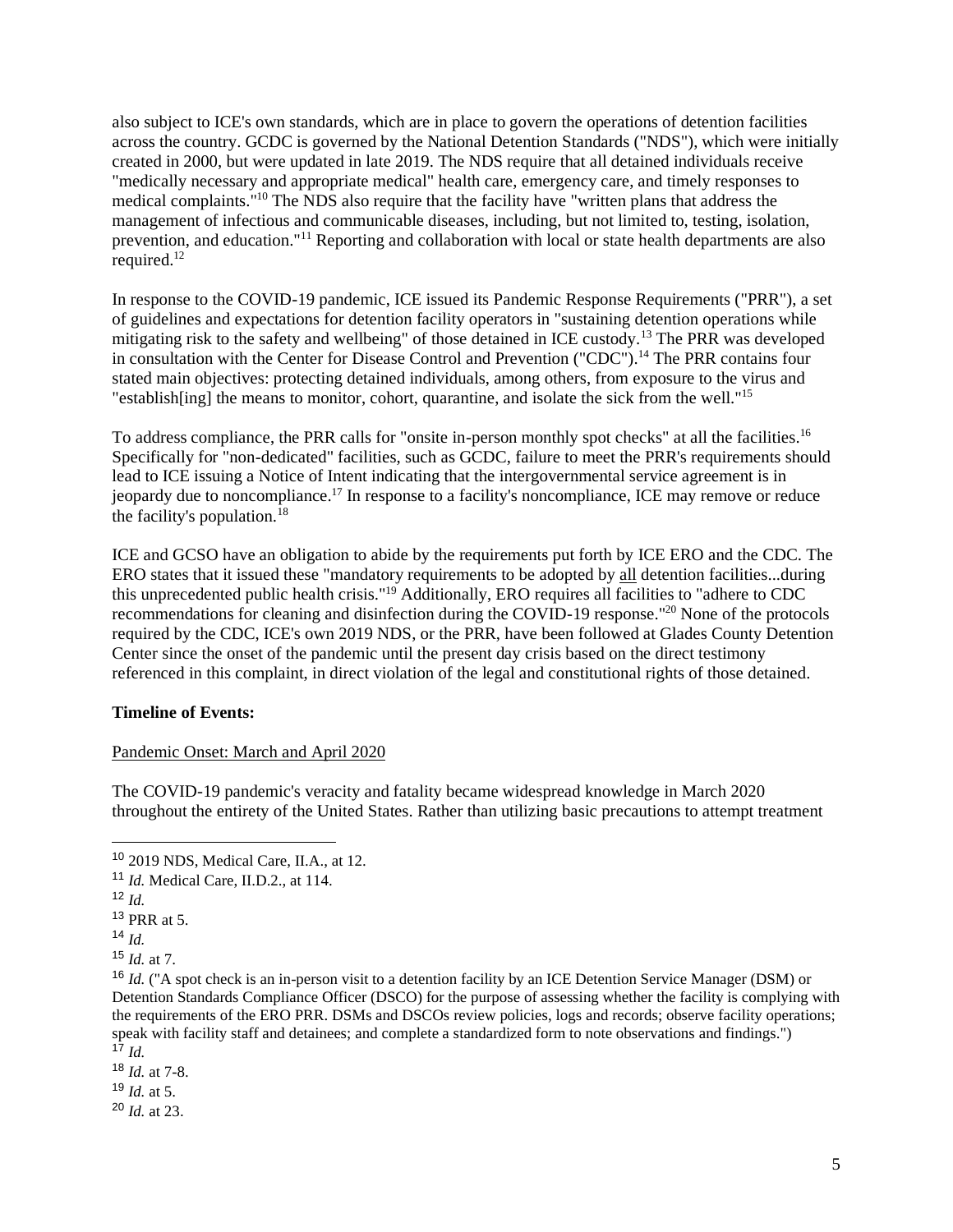also subject to ICE's own standards, which are in place to govern the operations of detention facilities across the country. GCDC is governed by the National Detention Standards ("NDS"), which were initially created in 2000, but were updated in late 2019. The NDS require that all detained individuals receive "medically necessary and appropriate medical" health care, emergency care, and timely responses to medical complaints."[10] The NDS also require that the facility have "written plans that address the management of infectious and communicable diseases, including, but not limited to, testing, isolation, prevention, and education."[11] Reporting and collaboration with local or state health departments are also required.[12]

In response to the COVID-19 pandemic, ICE issued its Pandemic Response Requirements ("PRR"), a set of guidelines and expectations for detention facility operators in "sustaining detention operations while mitigating risk to the safety and wellbeing" of those detained in ICE custody.[13] The PRR was developed in consultation with the Center for Disease Control and Prevention ("CDC").[14] The PRR contains four stated main objectives: protecting detained individuals, among others, from exposure to the virus and "establish[ing] the means to monitor, cohort, quarantine, and isolate the sick from the well."[15]

To address compliance, the PRR calls for "onsite in-person monthly spot checks" at all the facilities.[16] Specifically for "non-dedicated" facilities, such as GCDC, failure to meet the PRR's requirements should lead to ICE issuing a Notice of Intent indicating that the intergovernmental service agreement is in jeopardy due to noncompliance.[17] In response to a facility's noncompliance, ICE may remove or reduce the facility's population.[18]

ICE and GCSO have an obligation to abide by the requirements put forth by ICE ERO and the CDC. The ERO states that it issued these "mandatory requirements to be adopted by <u>all</u> detention facilities...during this unprecedented public health crisis."[19] Additionally, ERO requires all facilities to "adhere to CDC recommendations for cleaning and disinfection during the COVID-19 response."[20] None of the protocols required by the CDC, ICE's own 2019 NDS, or the PRR, have been followed at Glades County Detention Center since the onset of the pandemic until the present day crisis based on the direct testimony referenced in this complaint, in direct violation of the legal and constitutional rights of those detained.

**Timeline of Events:**

<u>Pandemic Onset: March and April 2020</u>

The COVID-19 pandemic's veracity and fatality became widespread knowledge in March 2020 throughout the entirety of the United States. Rather than utilizing basic precautions to attempt treatment

---

[10] 2019 NDS, Medical Care, II.A., at 12.

[11] *Id.* Medical Care, II.D.2., at 114.

[12] *Id.*

[13] PRR at 5.

[14] *Id.*

[15] *Id.* at 7.

[16] *Id.* ("A spot check is an in-person visit to a detention facility by an ICE Detention Service Manager (DSM) or Detention Standards Compliance Officer (DSCO) for the purpose of assessing whether the facility is complying with the requirements of the ERO PRR. DSMs and DSCOs review policies, logs and records; observe facility operations; speak with facility staff and detainees; and complete a standardized form to note observations and findings.")

[17] *Id.*

[18] *Id.* at 7-8.

[19] *Id.* at 5.

[20] *Id.* at 23.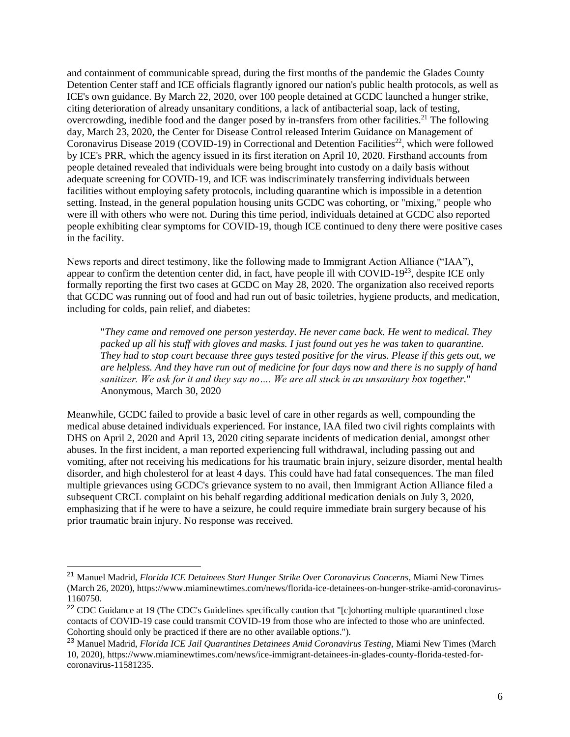and containment of communicable spread, during the first months of the pandemic the Glades County Detention Center staff and ICE officials flagrantly ignored our nation's public health protocols, as well as ICE's own guidance. By March 22, 2020, over 100 people detained at GCDC launched a hunger strike, citing deterioration of already unsanitary conditions, a lack of antibacterial soap, lack of testing, overcrowding, inedible food and the danger posed by in-transfers from other facilities.[21] The following day, March 23, 2020, the Center for Disease Control released Interim Guidance on Management of Coronavirus Disease 2019 (COVID-19) in Correctional and Detention Facilities[22], which were followed by ICE's PRR, which the agency issued in its first iteration on April 10, 2020. Firsthand accounts from people detained revealed that individuals were being brought into custody on a daily basis without adequate screening for COVID-19, and ICE was indiscriminately transferring individuals between facilities without employing safety protocols, including quarantine which is impossible in a detention setting. Instead, in the general population housing units GCDC was cohorting, or "mixing," people who were ill with others who were not. During this time period, individuals detained at GCDC also reported people exhibiting clear symptoms for COVID-19, though ICE continued to deny there were positive cases in the facility.

News reports and direct testimony, like the following made to Immigrant Action Alliance ("IAA"), appear to confirm the detention center did, in fact, have people ill with COVID-19[23], despite ICE only formally reporting the first two cases at GCDC on May 28, 2020. The organization also received reports that GCDC was running out of food and had run out of basic toiletries, hygiene products, and medication, including for colds, pain relief, and diabetes:

> "*They came and removed one person yesterday. He never came back. He went to medical. They packed up all his stuff with gloves and masks. I just found out yes he was taken to quarantine. They had to stop court because three guys tested positive for the virus. Please if this gets out, we are helpless. And they have run out of medicine for four days now and there is no supply of hand sanitizer. We ask for it and they say no…. We are all stuck in an unsanitary box together.*" Anonymous, March 30, 2020

Meanwhile, GCDC failed to provide a basic level of care in other regards as well, compounding the medical abuse detained individuals experienced. For instance, IAA filed two civil rights complaints with DHS on April 2, 2020 and April 13, 2020 citing separate incidents of medication denial, amongst other abuses. In the first incident, a man reported experiencing full withdrawal, including passing out and vomiting, after not receiving his medications for his traumatic brain injury, seizure disorder, mental health disorder, and high cholesterol for at least 4 days. This could have had fatal consequences. The man filed multiple grievances using GCDC's grievance system to no avail, then Immigrant Action Alliance filed a subsequent CRCL complaint on his behalf regarding additional medication denials on July 3, 2020, emphasizing that if he were to have a seizure, he could require immediate brain surgery because of his prior traumatic brain injury. No response was received.

---

[21] Manuel Madrid, *Florida ICE Detainees Start Hunger Strike Over Coronavirus Concerns,* Miami New Times (March 26, 2020), https://www.miaminewtimes.com/news/florida-ice-detainees-on-hunger-strike-amid-coronavirus-1160750.

[22] CDC Guidance at 19 (The CDC's Guidelines specifically caution that "[c]ohorting multiple quarantined close contacts of COVID-19 case could transmit COVID-19 from those who are infected to those who are uninfected. Cohorting should only be practiced if there are no other available options.").

[23] Manuel Madrid, *Florida ICE Jail Quarantines Detainees Amid Coronavirus Testing,* Miami New Times (March 10, 2020), https://www.miaminewtimes.com/news/ice-immigrant-detainees-in-glades-county-florida-tested-for-coronavirus-11581235.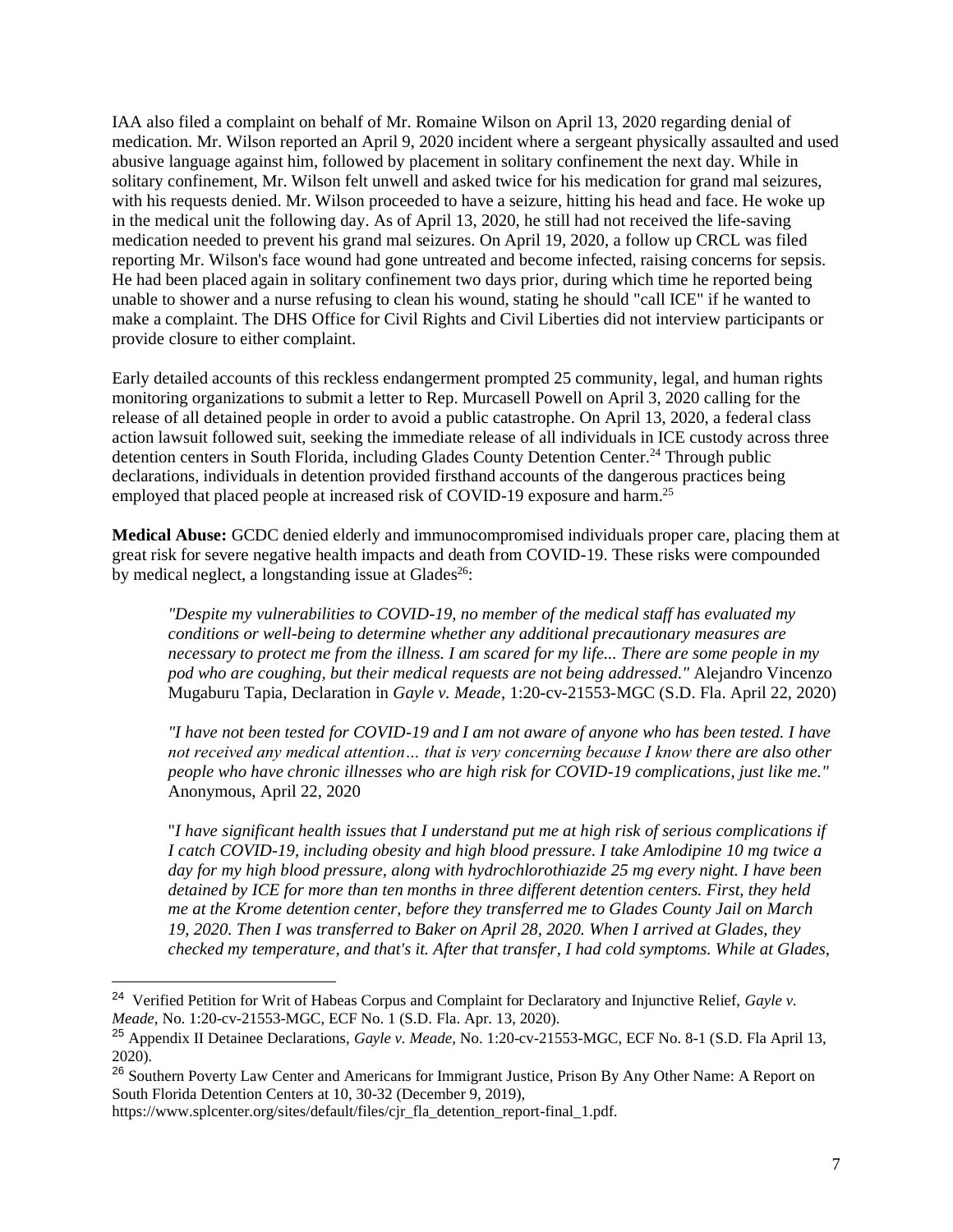IAA also filed a complaint on behalf of Mr. Romaine Wilson on April 13, 2020 regarding denial of medication. Mr. Wilson reported an April 9, 2020 incident where a sergeant physically assaulted and used abusive language against him, followed by placement in solitary confinement the next day. While in solitary confinement, Mr. Wilson felt unwell and asked twice for his medication for grand mal seizures, with his requests denied. Mr. Wilson proceeded to have a seizure, hitting his head and face. He woke up in the medical unit the following day. As of April 13, 2020, he still had not received the life-saving medication needed to prevent his grand mal seizures. On April 19, 2020, a follow up CRCL was filed reporting Mr. Wilson's face wound had gone untreated and become infected, raising concerns for sepsis. He had been placed again in solitary confinement two days prior, during which time he reported being unable to shower and a nurse refusing to clean his wound, stating he should "call ICE" if he wanted to make a complaint. The DHS Office for Civil Rights and Civil Liberties did not interview participants or provide closure to either complaint.

Early detailed accounts of this reckless endangerment prompted 25 community, legal, and human rights monitoring organizations to submit a letter to Rep. Murcasell Powell on April 3, 2020 calling for the release of all detained people in order to avoid a public catastrophe. On April 13, 2020, a federal class action lawsuit followed suit, seeking the immediate release of all individuals in ICE custody across three detention centers in South Florida, including Glades County Detention Center.[24] Through public declarations, individuals in detention provided firsthand accounts of the dangerous practices being employed that placed people at increased risk of COVID-19 exposure and harm.[25]

**Medical Abuse:** GCDC denied elderly and immunocompromised individuals proper care, placing them at great risk for severe negative health impacts and death from COVID-19. These risks were compounded by medical neglect, a longstanding issue at Glades[26]:

> *"Despite my vulnerabilities to COVID-19, no member of the medical staff has evaluated my conditions or well-being to determine whether any additional precautionary measures are necessary to protect me from the illness. I am scared for my life... There are some people in my pod who are coughing, but their medical requests are not being addressed."* Alejandro Vincenzo Mugaburu Tapia, Declaration in *Gayle v. Meade*, 1:20-cv-21553-MGC (S.D. Fla. April 22, 2020)

> *"I have not been tested for COVID-19 and I am not aware of anyone who has been tested. I have not received any medical attention… that is very concerning because I know there are also other people who have chronic illnesses who are high risk for COVID-19 complications, just like me."* Anonymous, April 22, 2020

> "*I have significant health issues that I understand put me at high risk of serious complications if I catch COVID-19, including obesity and high blood pressure. I take Amlodipine 10 mg twice a day for my high blood pressure, along with hydrochlorothiazide 25 mg every night. I have been detained by ICE for more than ten months in three different detention centers. First, they held me at the Krome detention center, before they transferred me to Glades County Jail on March 19, 2020. Then I was transferred to Baker on April 28, 2020. When I arrived at Glades, they checked my temperature, and that's it. After that transfer, I had cold symptoms. While at Glades,*

---

[24] Verified Petition for Writ of Habeas Corpus and Complaint for Declaratory and Injunctive Relief, *Gayle v. Meade*, No. 1:20-cv-21553-MGC, ECF No. 1 (S.D. Fla. Apr. 13, 2020).

[25] Appendix II Detainee Declarations, *Gayle v. Meade*, No. 1:20-cv-21553-MGC, ECF No. 8-1 (S.D. Fla April 13, 2020).

[26] Southern Poverty Law Center and Americans for Immigrant Justice, Prison By Any Other Name: A Report on South Florida Detention Centers at 10, 30-32 (December 9, 2019), https://www.splcenter.org/sites/default/files/cjr_fla_detention_report-final_1.pdf.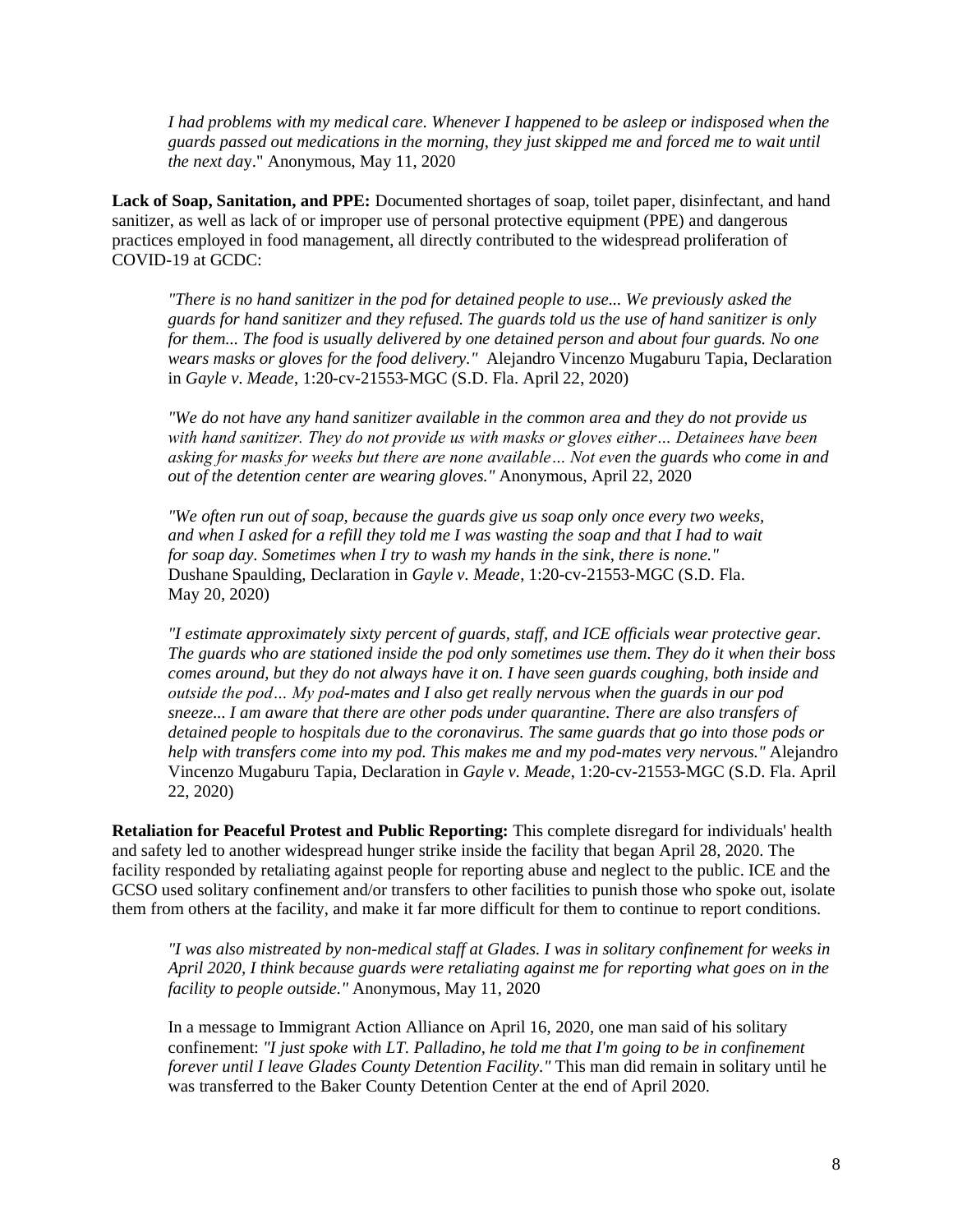*I had problems with my medical care. Whenever I happened to be asleep or indisposed when the guards passed out medications in the morning, they just skipped me and forced me to wait until the next day*." Anonymous, May 11, 2020

**Lack of Soap, Sanitation, and PPE:** Documented shortages of soap, toilet paper, disinfectant, and hand sanitizer, as well as lack of or improper use of personal protective equipment (PPE) and dangerous practices employed in food management, all directly contributed to the widespread proliferation of COVID-19 at GCDC:

> *"There is no hand sanitizer in the pod for detained people to use... We previously asked the guards for hand sanitizer and they refused. The guards told us the use of hand sanitizer is only for them... The food is usually delivered by one detained person and about four guards. No one wears masks or gloves for the food delivery."* Alejandro Vincenzo Mugaburu Tapia, Declaration in *Gayle v. Meade*, 1:20-cv-21553-MGC (S.D. Fla. April 22, 2020)

> *"We do not have any hand sanitizer available in the common area and they do not provide us with hand sanitizer. They do not provide us with masks or gloves either… Detainees have been asking for masks for weeks but there are none available… Not even the guards who come in and out of the detention center are wearing gloves."* Anonymous, April 22, 2020

> *"We often run out of soap, because the guards give us soap only once every two weeks, and when I asked for a refill they told me I was wasting the soap and that I had to wait for soap day. Sometimes when I try to wash my hands in the sink, there is none."* Dushane Spaulding, Declaration in *Gayle v. Meade*, 1:20-cv-21553-MGC (S.D. Fla. May 20, 2020)

> *"I estimate approximately sixty percent of guards, staff, and ICE officials wear protective gear. The guards who are stationed inside the pod only sometimes use them. They do it when their boss comes around, but they do not always have it on. I have seen guards coughing, both inside and outside the pod… My pod-mates and I also get really nervous when the guards in our pod sneeze... I am aware that there are other pods under quarantine. There are also transfers of detained people to hospitals due to the coronavirus. The same guards that go into those pods or help with transfers come into my pod. This makes me and my pod-mates very nervous."* Alejandro Vincenzo Mugaburu Tapia, Declaration in *Gayle v. Meade*, 1:20-cv-21553-MGC (S.D. Fla. April 22, 2020)

**Retaliation for Peaceful Protest and Public Reporting:** This complete disregard for individuals' health and safety led to another widespread hunger strike inside the facility that began April 28, 2020. The facility responded by retaliating against people for reporting abuse and neglect to the public. ICE and the GCSO used solitary confinement and/or transfers to other facilities to punish those who spoke out, isolate them from others at the facility, and make it far more difficult for them to continue to report conditions.

> *"I was also mistreated by non-medical staff at Glades. I was in solitary confinement for weeks in April 2020, I think because guards were retaliating against me for reporting what goes on in the facility to people outside."* Anonymous, May 11, 2020

> In a message to Immigrant Action Alliance on April 16, 2020, one man said of his solitary confinement: *"I just spoke with LT. Palladino, he told me that I'm going to be in confinement forever until I leave Glades County Detention Facility."* This man did remain in solitary until he was transferred to the Baker County Detention Center at the end of April 2020.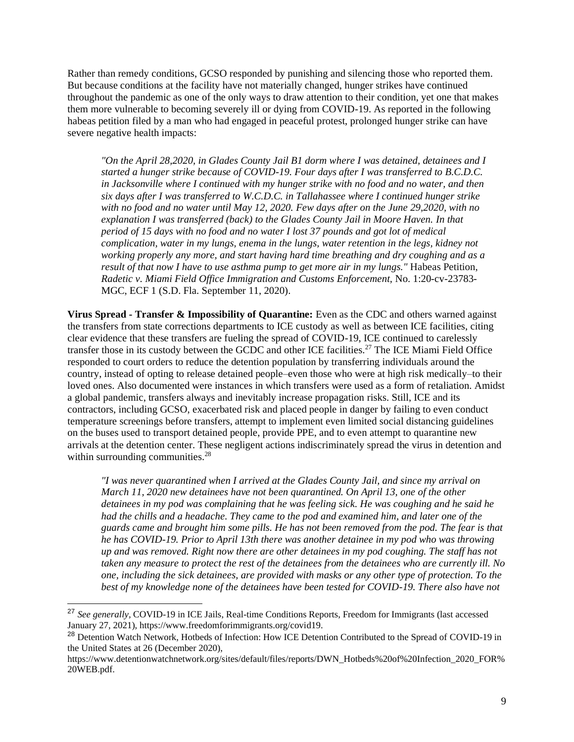Rather than remedy conditions, GCSO responded by punishing and silencing those who reported them. But because conditions at the facility have not materially changed, hunger strikes have continued throughout the pandemic as one of the only ways to draw attention to their condition, yet one that makes them more vulnerable to becoming severely ill or dying from COVID-19. As reported in the following habeas petition filed by a man who had engaged in peaceful protest, prolonged hunger strike can have severe negative health impacts:

> *"On the April 28,2020, in Glades County Jail B1 dorm where I was detained, detainees and I started a hunger strike because of COVID-19. Four days after I was transferred to B.C.D.C. in Jacksonville where I continued with my hunger strike with no food and no water, and then six days after I was transferred to W.C.D.C. in Tallahassee where I continued hunger strike with no food and no water until May 12, 2020. Few days after on the June 29,2020, with no explanation I was transferred (back) to the Glades County Jail in Moore Haven. In that period of 15 days with no food and no water I lost 37 pounds and got lot of medical complication, water in my lungs, enema in the lungs, water retention in the legs, kidney not working properly any more, and start having hard time breathing and dry coughing and as a result of that now I have to use asthma pump to get more air in my lungs."* Habeas Petition, *Radetic v. Miami Field Office Immigration and Customs Enforcement*, No. 1:20-cv-23783-MGC, ECF 1 (S.D. Fla. September 11, 2020).

**Virus Spread - Transfer & Impossibility of Quarantine:** Even as the CDC and others warned against the transfers from state corrections departments to ICE custody as well as between ICE facilities, citing clear evidence that these transfers are fueling the spread of COVID-19, ICE continued to carelessly transfer those in its custody between the GCDC and other ICE facilities.[27] The ICE Miami Field Office responded to court orders to reduce the detention population by transferring individuals around the country, instead of opting to release detained people–even those who were at high risk medically–to their loved ones. Also documented were instances in which transfers were used as a form of retaliation. Amidst a global pandemic, transfers always and inevitably increase propagation risks. Still, ICE and its contractors, including GCSO, exacerbated risk and placed people in danger by failing to even conduct temperature screenings before transfers, attempt to implement even limited social distancing guidelines on the buses used to transport detained people, provide PPE, and to even attempt to quarantine new arrivals at the detention center. These negligent actions indiscriminately spread the virus in detention and within surrounding communities.[28]

> *"I was never quarantined when I arrived at the Glades County Jail, and since my arrival on March 11, 2020 new detainees have not been quarantined. On April 13, one of the other detainees in my pod was complaining that he was feeling sick. He was coughing and he said he had the chills and a headache. They came to the pod and examined him, and later one of the guards came and brought him some pills. He has not been removed from the pod. The fear is that he has COVID-19. Prior to April 13th there was another detainee in my pod who was throwing up and was removed. Right now there are other detainees in my pod coughing. The staff has not taken any measure to protect the rest of the detainees from the detainees who are currently ill. No one, including the sick detainees, are provided with masks or any other type of protection. To the best of my knowledge none of the detainees have been tested for COVID-19. There also have not*

---

[27] *See generally*, COVID-19 in ICE Jails, Real-time Conditions Reports, Freedom for Immigrants (last accessed January 27, 2021), https://www.freedomforimmigrants.org/covid19.

[28] Detention Watch Network, Hotbeds of Infection: How ICE Detention Contributed to the Spread of COVID-19 in the United States at 26 (December 2020), https://www.detentionwatchnetwork.org/sites/default/files/reports/DWN_Hotbeds%20of%20Infection_2020_FOR%20WEB.pdf.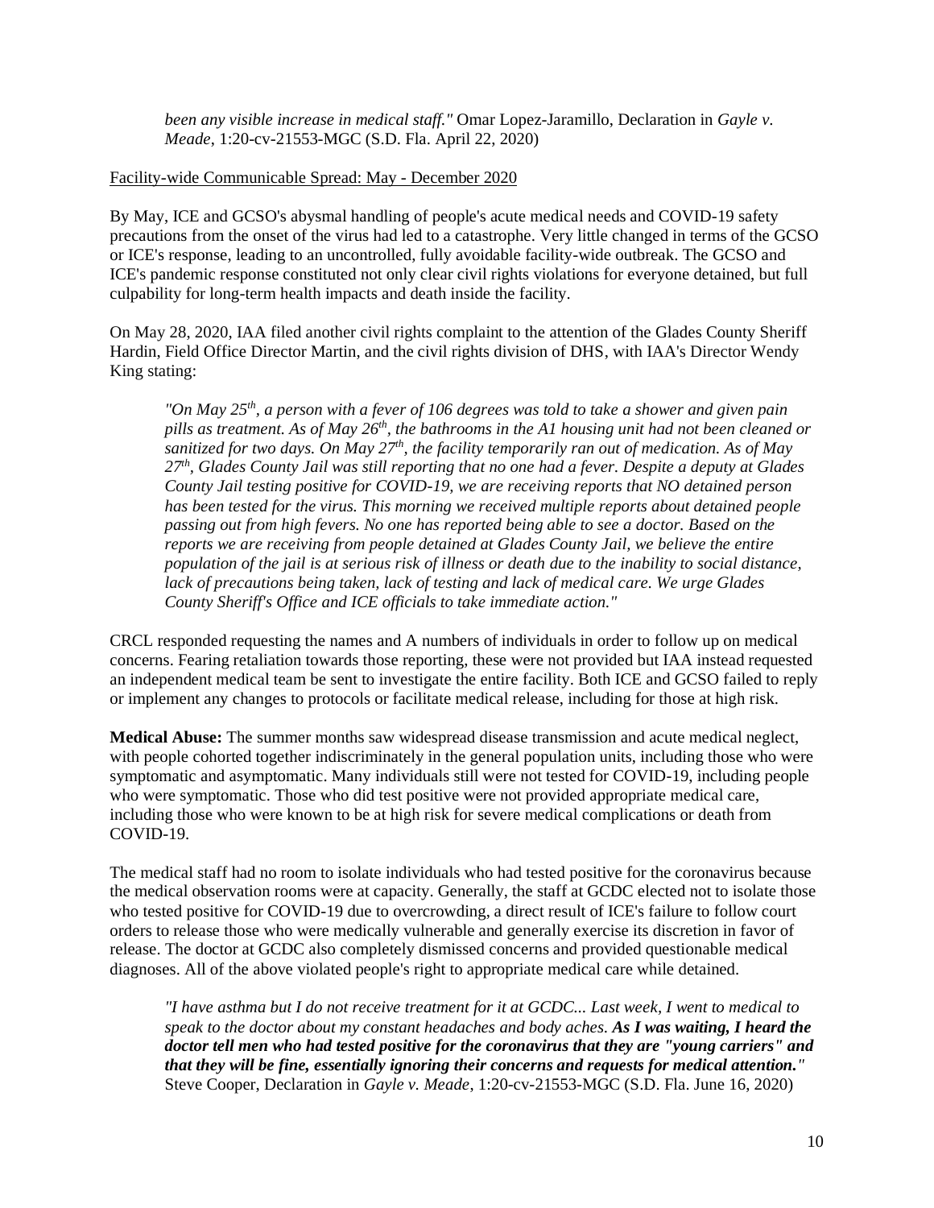*been any visible increase in medical staff."* Omar Lopez-Jaramillo, Declaration in *Gayle v. Meade*, 1:20-cv-21553-MGC (S.D. Fla. April 22, 2020)

<u>Facility-wide Communicable Spread: May - December 2020</u>

By May, ICE and GCSO's abysmal handling of people's acute medical needs and COVID-19 safety precautions from the onset of the virus had led to a catastrophe. Very little changed in terms of the GCSO or ICE's response, leading to an uncontrolled, fully avoidable facility-wide outbreak. The GCSO and ICE's pandemic response constituted not only clear civil rights violations for everyone detained, but full culpability for long-term health impacts and death inside the facility.

On May 28, 2020, IAA filed another civil rights complaint to the attention of the Glades County Sheriff Hardin, Field Office Director Martin, and the civil rights division of DHS, with IAA's Director Wendy King stating:

> *"On May 25th, a person with a fever of 106 degrees was told to take a shower and given pain pills as treatment. As of May 26th, the bathrooms in the A1 housing unit had not been cleaned or sanitized for two days. On May 27th, the facility temporarily ran out of medication. As of May 27th, Glades County Jail was still reporting that no one had a fever. Despite a deputy at Glades County Jail testing positive for COVID-19, we are receiving reports that NO detained person has been tested for the virus. This morning we received multiple reports about detained people passing out from high fevers. No one has reported being able to see a doctor. Based on the reports we are receiving from people detained at Glades County Jail, we believe the entire population of the jail is at serious risk of illness or death due to the inability to social distance, lack of precautions being taken, lack of testing and lack of medical care. We urge Glades County Sheriff's Office and ICE officials to take immediate action."*

CRCL responded requesting the names and A numbers of individuals in order to follow up on medical concerns. Fearing retaliation towards those reporting, these were not provided but IAA instead requested an independent medical team be sent to investigate the entire facility. Both ICE and GCSO failed to reply or implement any changes to protocols or facilitate medical release, including for those at high risk.

**Medical Abuse:** The summer months saw widespread disease transmission and acute medical neglect, with people cohorted together indiscriminately in the general population units, including those who were symptomatic and asymptomatic. Many individuals still were not tested for COVID-19, including people who were symptomatic. Those who did test positive were not provided appropriate medical care, including those who were known to be at high risk for severe medical complications or death from COVID-19.

The medical staff had no room to isolate individuals who had tested positive for the coronavirus because the medical observation rooms were at capacity. Generally, the staff at GCDC elected not to isolate those who tested positive for COVID-19 due to overcrowding, a direct result of ICE's failure to follow court orders to release those who were medically vulnerable and generally exercise its discretion in favor of release. The doctor at GCDC also completely dismissed concerns and provided questionable medical diagnoses. All of the above violated people's right to appropriate medical care while detained.

> *"I have asthma but I do not receive treatment for it at GCDC... Last week, I went to medical to speak to the doctor about my constant headaches and body aches.* ***As I was waiting, I heard the doctor tell men who had tested positive for the coronavirus that they are "young carriers" and that they will be fine, essentially ignoring their concerns and requests for medical attention."*** Steve Cooper, Declaration in *Gayle v. Meade*, 1:20-cv-21553-MGC (S.D. Fla. June 16, 2020)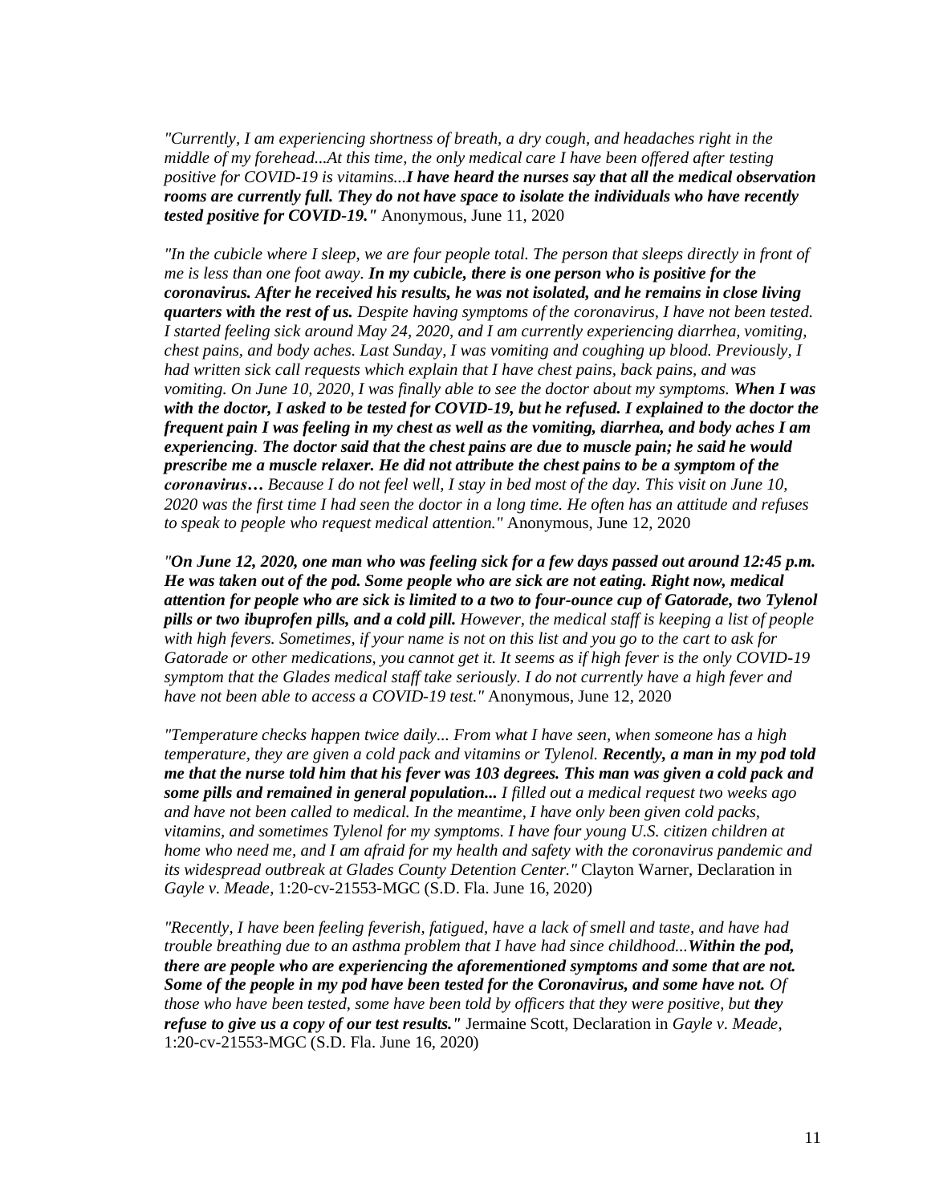*"Currently, I am experiencing shortness of breath, a dry cough, and headaches right in the middle of my forehead...At this time, the only medical care I have been offered after testing positive for COVID-19 is vitamins...**I have heard the nurses say that all the medical observation rooms are currently full. They do not have space to isolate the individuals who have recently tested positive for COVID-19."*** Anonymous, June 11, 2020

*"In the cubicle where I sleep, we are four people total. The person that sleeps directly in front of me is less than one foot away. **In my cubicle, there is one person who is positive for the coronavirus. After he received his results, he was not isolated, and he remains in close living quarters with the rest of us.** Despite having symptoms of the coronavirus, I have not been tested. I started feeling sick around May 24, 2020, and I am currently experiencing diarrhea, vomiting, chest pains, and body aches. Last Sunday, I was vomiting and coughing up blood. Previously, I had written sick call requests which explain that I have chest pains, back pains, and was vomiting. On June 10, 2020, I was finally able to see the doctor about my symptoms. **When I was with the doctor, I asked to be tested for COVID-19, but he refused. I explained to the doctor the frequent pain I was feeling in my chest as well as the vomiting, diarrhea, and body aches I am experiencing**. **The doctor said that the chest pains are due to muscle pain; he said he would prescribe me a muscle relaxer. He did not attribute the chest pains to be a symptom of the coronavirus…** Because I do not feel well, I stay in bed most of the day. This visit on June 10, 2020 was the first time I had seen the doctor in a long time. He often has an attitude and refuses to speak to people who request medical attention."* Anonymous, June 12, 2020

*"**On June 12, 2020, one man who was feeling sick for a few days passed out around 12:45 p.m. He was taken out of the pod. Some people who are sick are not eating. Right now, medical attention for people who are sick is limited to a two to four-ounce cup of Gatorade, two Tylenol pills or two ibuprofen pills, and a cold pill.** However, the medical staff is keeping a list of people with high fevers. Sometimes, if your name is not on this list and you go to the cart to ask for Gatorade or other medications, you cannot get it. It seems as if high fever is the only COVID-19 symptom that the Glades medical staff take seriously. I do not currently have a high fever and have not been able to access a COVID-19 test."* Anonymous, June 12, 2020

*"Temperature checks happen twice daily... From what I have seen, when someone has a high temperature, they are given a cold pack and vitamins or Tylenol. **Recently, a man in my pod told me that the nurse told him that his fever was 103 degrees. This man was given a cold pack and some pills and remained in general population...** I filled out a medical request two weeks ago and have not been called to medical. In the meantime, I have only been given cold packs, vitamins, and sometimes Tylenol for my symptoms. I have four young U.S. citizen children at home who need me, and I am afraid for my health and safety with the coronavirus pandemic and its widespread outbreak at Glades County Detention Center."* Clayton Warner, Declaration in *Gayle v. Meade*, 1:20-cv-21553-MGC (S.D. Fla. June 16, 2020)

*"Recently, I have been feeling feverish, fatigued, have a lack of smell and taste, and have had trouble breathing due to an asthma problem that I have had since childhood...**Within the pod, there are people who are experiencing the aforementioned symptoms and some that are not. Some of the people in my pod have been tested for the Coronavirus, and some have not.** Of those who have been tested, some have been told by officers that they were positive, but **they refuse to give us a copy of our test results."*** Jermaine Scott, Declaration in *Gayle v. Meade*, 1:20-cv-21553-MGC (S.D. Fla. June 16, 2020)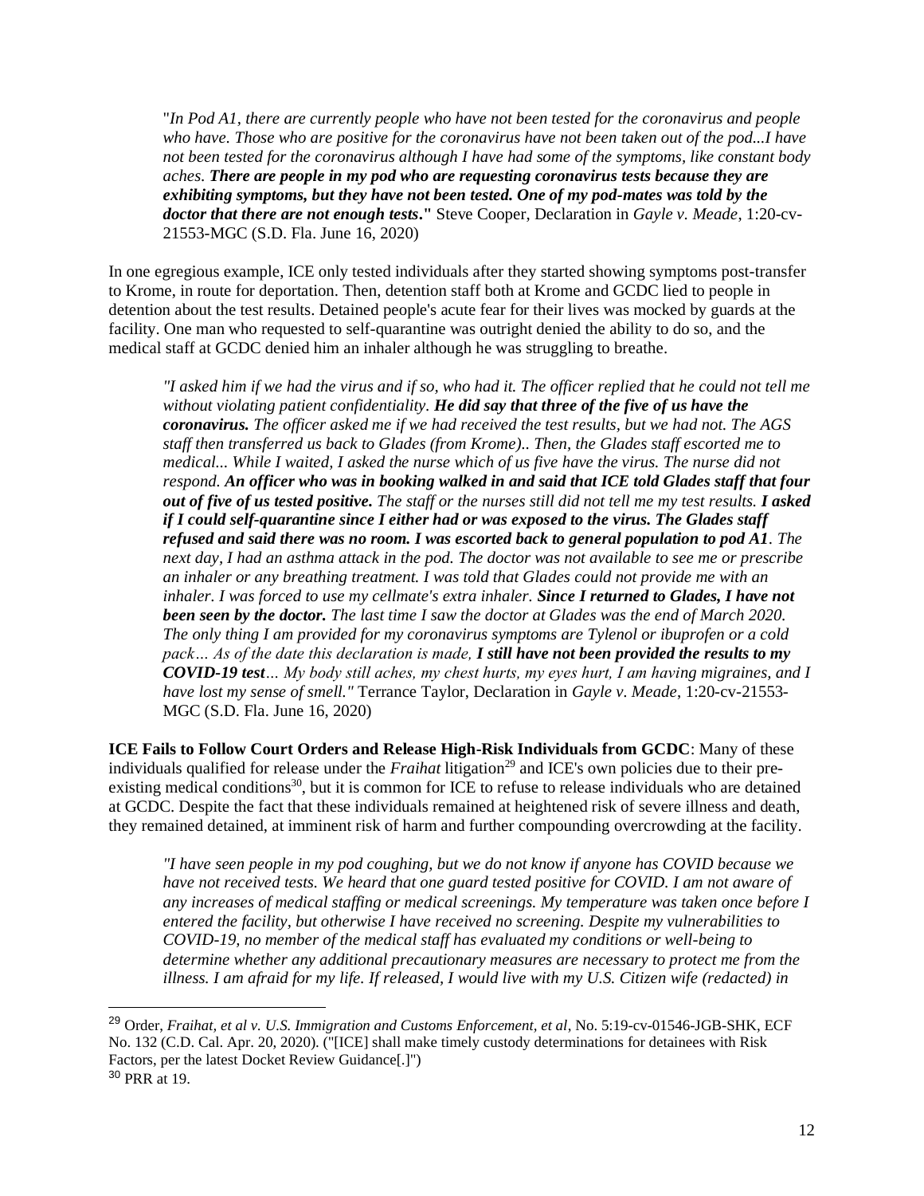"*In Pod A1, there are currently people who have not been tested for the coronavirus and people who have. Those who are positive for the coronavirus have not been taken out of the pod...I have not been tested for the coronavirus although I have had some of the symptoms, like constant body aches.* ***There are people in my pod who are requesting coronavirus tests because they are exhibiting symptoms, but they have not been tested. One of my pod-mates was told by the doctor that there are not enough tests*****.**" Steve Cooper, Declaration in *Gayle v. Meade*, 1:20-cv-21553-MGC (S.D. Fla. June 16, 2020)

In one egregious example, ICE only tested individuals after they started showing symptoms post-transfer to Krome, in route for deportation. Then, detention staff both at Krome and GCDC lied to people in detention about the test results. Detained people's acute fear for their lives was mocked by guards at the facility. One man who requested to self-quarantine was outright denied the ability to do so, and the medical staff at GCDC denied him an inhaler although he was struggling to breathe.

*"I asked him if we had the virus and if so, who had it. The officer replied that he could not tell me without violating patient confidentiality.* ***He did say that three of the five of us have the coronavirus.*** *The officer asked me if we had received the test results, but we had not. The AGS staff then transferred us back to Glades (from Krome).. Then, the Glades staff escorted me to medical... While I waited, I asked the nurse which of us five have the virus. The nurse did not respond.* ***An officer who was in booking walked in and said that ICE told Glades staff that four out of five of us tested positive.*** *The staff or the nurses still did not tell me my test results.* ***I asked if I could self-quarantine since I either had or was exposed to the virus. The Glades staff refused and said there was no room. I was escorted back to general population to pod A1****. The next day, I had an asthma attack in the pod. The doctor was not available to see me or prescribe an inhaler or any breathing treatment. I was told that Glades could not provide me with an inhaler. I was forced to use my cellmate's extra inhaler.* ***Since I returned to Glades, I have not been seen by the doctor.*** *The last time I saw the doctor at Glades was the end of March 2020. The only thing I am provided for my coronavirus symptoms are Tylenol or ibuprofen or a cold pack… As of the date this declaration is made,* ***I still have not been provided the results to my COVID-19 test****… My body still aches, my chest hurts, my eyes hurt, I am having migraines, and I have lost my sense of smell."* Terrance Taylor, Declaration in *Gayle v. Meade*, 1:20-cv-21553-MGC (S.D. Fla. June 16, 2020)

**ICE Fails to Follow Court Orders and Release High-Risk Individuals from GCDC**: Many of these individuals qualified for release under the *Fraihat* litigation[29] and ICE's own policies due to their pre-existing medical conditions[30], but it is common for ICE to refuse to release individuals who are detained at GCDC. Despite the fact that these individuals remained at heightened risk of severe illness and death, they remained detained, at imminent risk of harm and further compounding overcrowding at the facility.

*"I have seen people in my pod coughing, but we do not know if anyone has COVID because we have not received tests. We heard that one guard tested positive for COVID. I am not aware of any increases of medical staffing or medical screenings. My temperature was taken once before I entered the facility, but otherwise I have received no screening. Despite my vulnerabilities to COVID-19, no member of the medical staff has evaluated my conditions or well-being to determine whether any additional precautionary measures are necessary to protect me from the illness. I am afraid for my life. If released, I would live with my U.S. Citizen wife (redacted) in*

[29] Order, *Fraihat, et al v. U.S. Immigration and Customs Enforcement, et al*, No. 5:19-cv-01546-JGB-SHK, ECF No. 132 (C.D. Cal. Apr. 20, 2020). ("[ICE] shall make timely custody determinations for detainees with Risk Factors, per the latest Docket Review Guidance[.]")

[30] PRR at 19.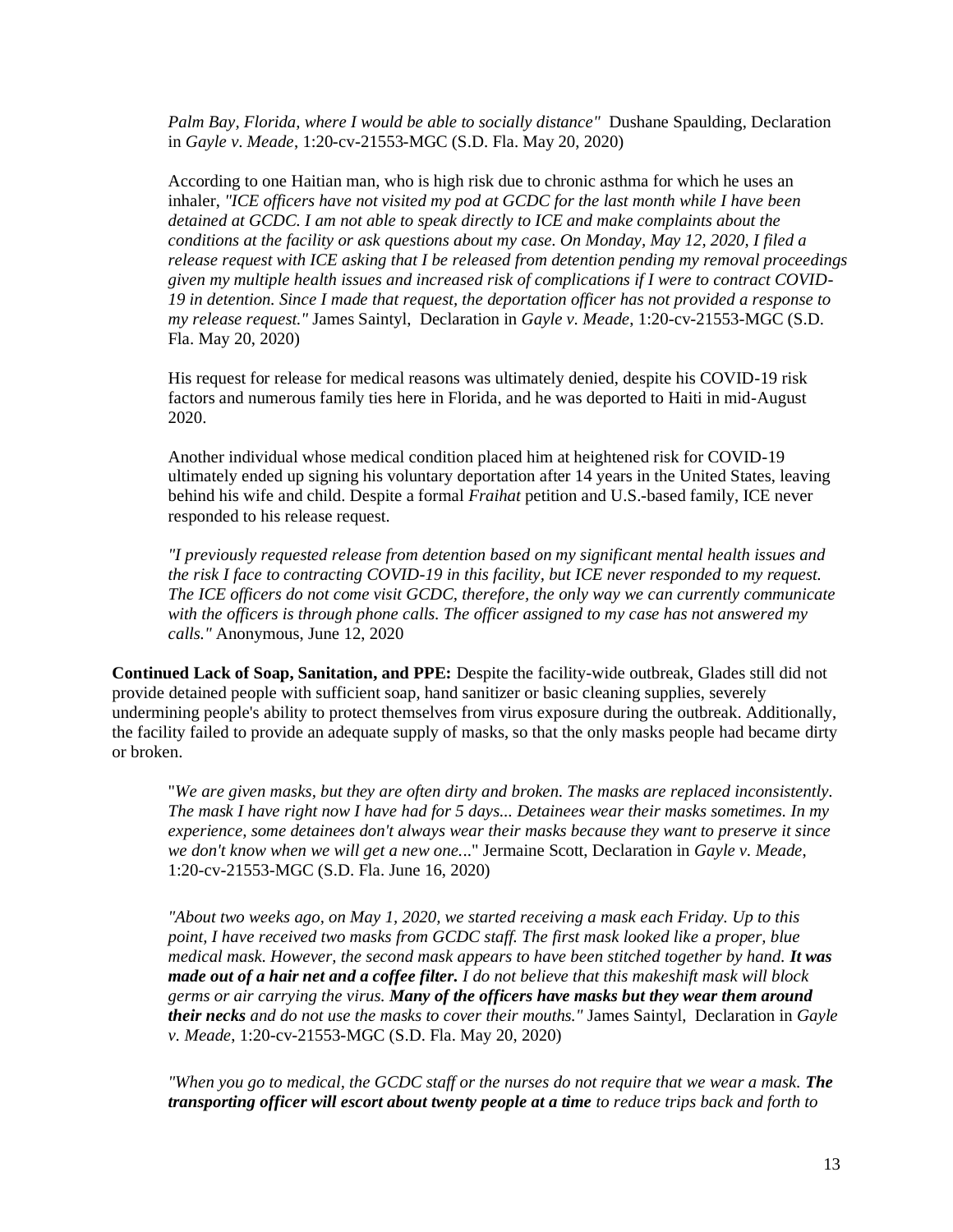*Palm Bay, Florida, where I would be able to socially distance"* Dushane Spaulding, Declaration in *Gayle v. Meade*, 1:20-cv-21553-MGC (S.D. Fla. May 20, 2020)

According to one Haitian man, who is high risk due to chronic asthma for which he uses an inhaler, *"ICE officers have not visited my pod at GCDC for the last month while I have been detained at GCDC. I am not able to speak directly to ICE and make complaints about the conditions at the facility or ask questions about my case. On Monday, May 12, 2020, I filed a release request with ICE asking that I be released from detention pending my removal proceedings given my multiple health issues and increased risk of complications if I were to contract COVID-19 in detention. Since I made that request, the deportation officer has not provided a response to my release request."* James Saintyl, Declaration in *Gayle v. Meade*, 1:20-cv-21553-MGC (S.D. Fla. May 20, 2020)

His request for release for medical reasons was ultimately denied, despite his COVID-19 risk factors and numerous family ties here in Florida, and he was deported to Haiti in mid-August 2020.

Another individual whose medical condition placed him at heightened risk for COVID-19 ultimately ended up signing his voluntary deportation after 14 years in the United States, leaving behind his wife and child. Despite a formal *Fraihat* petition and U.S.-based family, ICE never responded to his release request.

*"I previously requested release from detention based on my significant mental health issues and the risk I face to contracting COVID-19 in this facility, but ICE never responded to my request. The ICE officers do not come visit GCDC, therefore, the only way we can currently communicate with the officers is through phone calls. The officer assigned to my case has not answered my calls."* Anonymous, June 12, 2020

**Continued Lack of Soap, Sanitation, and PPE:** Despite the facility-wide outbreak, Glades still did not provide detained people with sufficient soap, hand sanitizer or basic cleaning supplies, severely undermining people's ability to protect themselves from virus exposure during the outbreak. Additionally, the facility failed to provide an adequate supply of masks, so that the only masks people had became dirty or broken.

"*We are given masks, but they are often dirty and broken. The masks are replaced inconsistently. The mask I have right now I have had for 5 days... Detainees wear their masks sometimes. In my experience, some detainees don't always wear their masks because they want to preserve it since we don't know when we will get a new one...*" Jermaine Scott, Declaration in *Gayle v. Meade*, 1:20-cv-21553-MGC (S.D. Fla. June 16, 2020)

*"About two weeks ago, on May 1, 2020, we started receiving a mask each Friday. Up to this point, I have received two masks from GCDC staff. The first mask looked like a proper, blue medical mask. However, the second mask appears to have been stitched together by hand.* ***It was made out of a hair net and a coffee filter.*** *I do not believe that this makeshift mask will block germs or air carrying the virus.* ***Many of the officers have masks but they wear them around their necks*** *and do not use the masks to cover their mouths."* James Saintyl, Declaration in *Gayle v. Meade*, 1:20-cv-21553-MGC (S.D. Fla. May 20, 2020)

*"When you go to medical, the GCDC staff or the nurses do not require that we wear a mask.* ***The transporting officer will escort about twenty people at a time*** *to reduce trips back and forth to*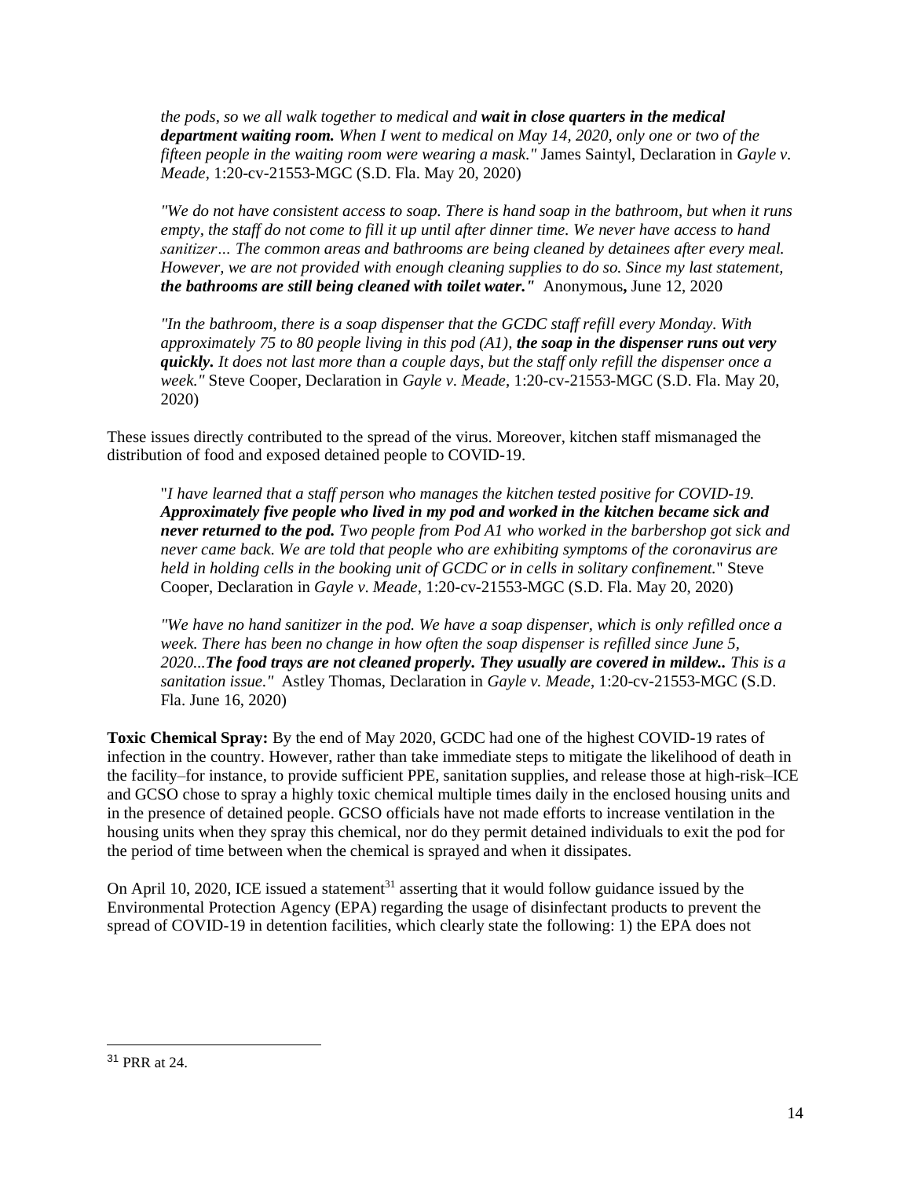> *the pods, so we all walk together to medical and **wait in close quarters in the medical department waiting room.** When I went to medical on May 14, 2020, only one or two of the fifteen people in the waiting room were wearing a mask."* James Saintyl, Declaration in *Gayle v. Meade*, 1:20-cv-21553-MGC (S.D. Fla. May 20, 2020)

> *"We do not have consistent access to soap. There is hand soap in the bathroom, but when it runs empty, the staff do not come to fill it up until after dinner time. We never have access to hand sanitizer… The common areas and bathrooms are being cleaned by detainees after every meal. However, we are not provided with enough cleaning supplies to do so. Since my last statement, **the bathrooms are still being cleaned with toilet water.**"* Anonymous**,** June 12, 2020

> *"In the bathroom, there is a soap dispenser that the GCDC staff refill every Monday. With approximately 75 to 80 people living in this pod (A1), **the soap in the dispenser runs out very quickly.** It does not last more than a couple days, but the staff only refill the dispenser once a week."* Steve Cooper, Declaration in *Gayle v. Meade*, 1:20-cv-21553-MGC (S.D. Fla. May 20, 2020)

These issues directly contributed to the spread of the virus. Moreover, kitchen staff mismanaged the distribution of food and exposed detained people to COVID-19.

> "*I have learned that a staff person who manages the kitchen tested positive for COVID-19. **Approximately five people who lived in my pod and worked in the kitchen became sick and never returned to the pod.** Two people from Pod A1 who worked in the barbershop got sick and never came back. We are told that people who are exhibiting symptoms of the coronavirus are held in holding cells in the booking unit of GCDC or in cells in solitary confinement.*" Steve Cooper, Declaration in *Gayle v. Meade*, 1:20-cv-21553-MGC (S.D. Fla. May 20, 2020)

> *"We have no hand sanitizer in the pod. We have a soap dispenser, which is only refilled once a week. There has been no change in how often the soap dispenser is refilled since June 5, 2020...**The food trays are not cleaned properly. They usually are covered in mildew..** This is a sanitation issue."* Astley Thomas, Declaration in *Gayle v. Meade*, 1:20-cv-21553-MGC (S.D. Fla. June 16, 2020)

**Toxic Chemical Spray:** By the end of May 2020, GCDC had one of the highest COVID-19 rates of infection in the country. However, rather than take immediate steps to mitigate the likelihood of death in the facility–for instance, to provide sufficient PPE, sanitation supplies, and release those at high-risk–ICE and GCSO chose to spray a highly toxic chemical multiple times daily in the enclosed housing units and in the presence of detained people. GCSO officials have not made efforts to increase ventilation in the housing units when they spray this chemical, nor do they permit detained individuals to exit the pod for the period of time between when the chemical is sprayed and when it dissipates.

On April 10, 2020, ICE issued a statement[31] asserting that it would follow guidance issued by the Environmental Protection Agency (EPA) regarding the usage of disinfectant products to prevent the spread of COVID-19 in detention facilities, which clearly state the following: 1) the EPA does not

[31] PRR at 24.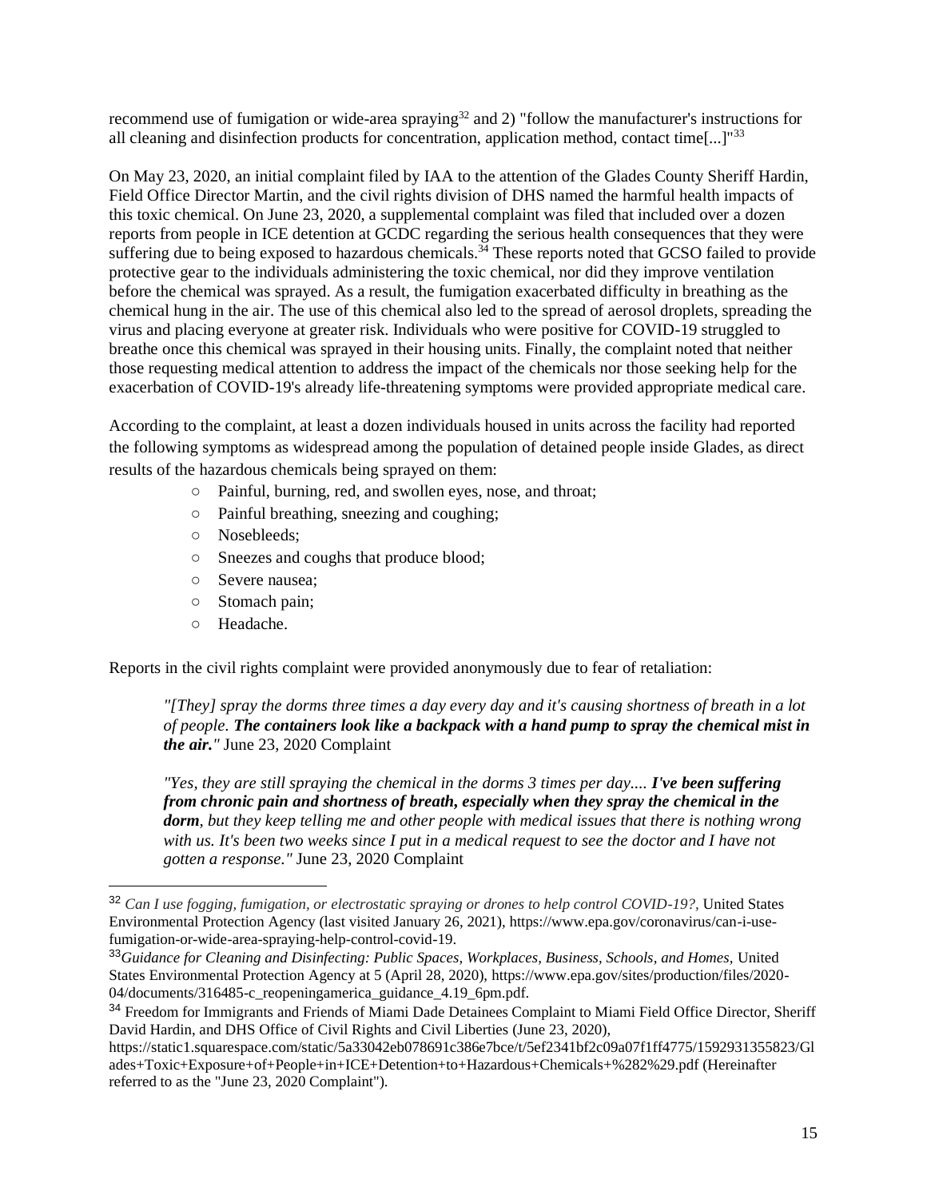recommend use of fumigation or wide-area spraying[32] and 2) "follow the manufacturer's instructions for all cleaning and disinfection products for concentration, application method, contact time[...]"[33]

On May 23, 2020, an initial complaint filed by IAA to the attention of the Glades County Sheriff Hardin, Field Office Director Martin, and the civil rights division of DHS named the harmful health impacts of this toxic chemical. On June 23, 2020, a supplemental complaint was filed that included over a dozen reports from people in ICE detention at GCDC regarding the serious health consequences that they were suffering due to being exposed to hazardous chemicals.[34] These reports noted that GCSO failed to provide protective gear to the individuals administering the toxic chemical, nor did they improve ventilation before the chemical was sprayed. As a result, the fumigation exacerbated difficulty in breathing as the chemical hung in the air. The use of this chemical also led to the spread of aerosol droplets, spreading the virus and placing everyone at greater risk. Individuals who were positive for COVID-19 struggled to breathe once this chemical was sprayed in their housing units. Finally, the complaint noted that neither those requesting medical attention to address the impact of the chemicals nor those seeking help for the exacerbation of COVID-19's already life-threatening symptoms were provided appropriate medical care.

According to the complaint, at least a dozen individuals housed in units across the facility had reported the following symptoms as widespread among the population of detained people inside Glades, as direct results of the hazardous chemicals being sprayed on them:

- Painful, burning, red, and swollen eyes, nose, and throat;
- Painful breathing, sneezing and coughing;
- Nosebleeds;
- Sneezes and coughs that produce blood;
- Severe nausea;
- Stomach pain;
- Headache.

Reports in the civil rights complaint were provided anonymously due to fear of retaliation:

> *"[They] spray the dorms three times a day every day and it's causing shortness of breath in a lot of people.* ***The containers look like a backpack with a hand pump to spray the chemical mist in the air."*** June 23, 2020 Complaint

> *"Yes, they are still spraying the chemical in the dorms 3 times per day....* ***I've been suffering from chronic pain and shortness of breath, especially when they spray the chemical in the dorm****, but they keep telling me and other people with medical issues that there is nothing wrong with us. It's been two weeks since I put in a medical request to see the doctor and I have not gotten a response."* June 23, 2020 Complaint

---

[32] *Can I use fogging, fumigation, or electrostatic spraying or drones to help control COVID-19?*, United States Environmental Protection Agency (last visited January 26, 2021), https://www.epa.gov/coronavirus/can-i-use-fumigation-or-wide-area-spraying-help-control-covid-19.

[33] *Guidance for Cleaning and Disinfecting: Public Spaces, Workplaces, Business, Schools, and Homes*, United States Environmental Protection Agency at 5 (April 28, 2020), https://www.epa.gov/sites/production/files/2020-04/documents/316485-c_reopeningamerica_guidance_4.19_6pm.pdf.

[34] Freedom for Immigrants and Friends of Miami Dade Detainees Complaint to Miami Field Office Director, Sheriff David Hardin, and DHS Office of Civil Rights and Civil Liberties (June 23, 2020), https://static1.squarespace.com/static/5a33042eb078691c386e7bce/t/5ef2341bf2c09a07f1ff4775/1592931355823/Glades+Toxic+Exposure+of+People+in+ICE+Detention+to+Hazardous+Chemicals+%282%29.pdf (Hereinafter referred to as the "June 23, 2020 Complaint").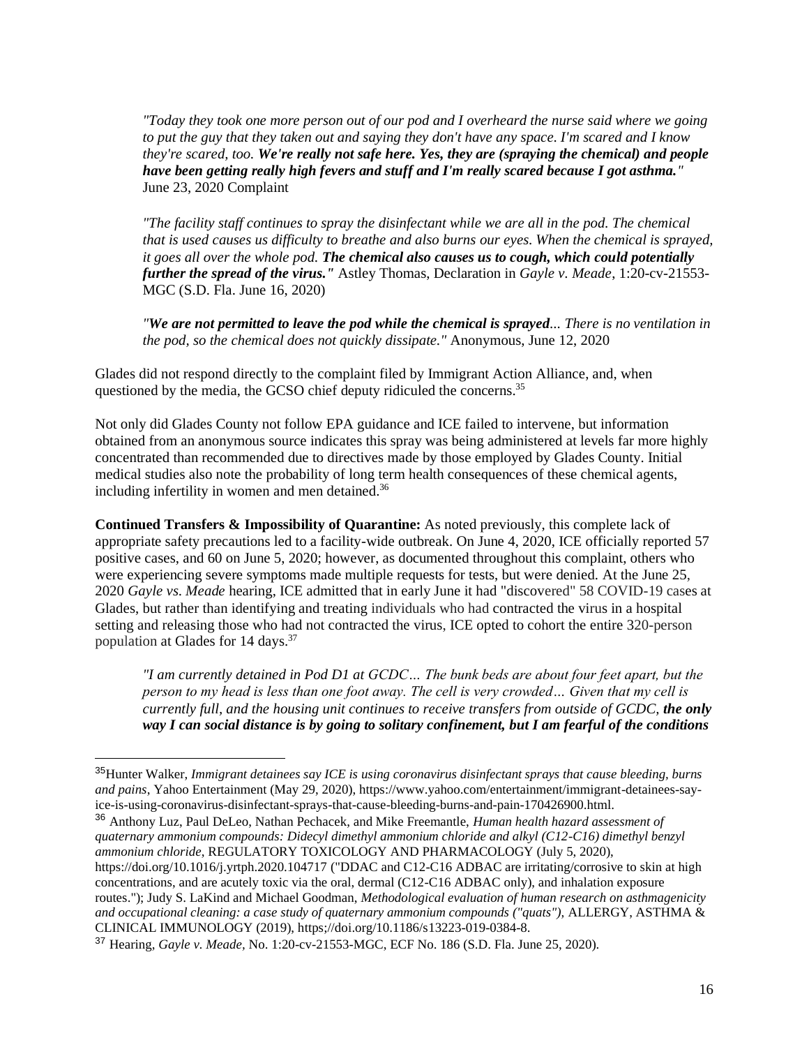> *"Today they took one more person out of our pod and I overheard the nurse said where we going to put the guy that they taken out and saying they don't have any space. I'm scared and I know they're scared, too.* ***We're really not safe here. Yes, they are (spraying the chemical) and people have been getting really high fevers and stuff and I'm really scared because I got asthma."*** June 23, 2020 Complaint

> *"The facility staff continues to spray the disinfectant while we are all in the pod. The chemical that is used causes us difficulty to breathe and also burns our eyes. When the chemical is sprayed, it goes all over the whole pod.* ***The chemical also causes us to cough, which could potentially further the spread of the virus."*** Astley Thomas, Declaration in *Gayle v. Meade*, 1:20-cv-21553-MGC (S.D. Fla. June 16, 2020)

> *"****We are not permitted to leave the pod while the chemical is sprayed****... There is no ventilation in the pod, so the chemical does not quickly dissipate."* Anonymous, June 12, 2020

Glades did not respond directly to the complaint filed by Immigrant Action Alliance, and, when questioned by the media, the GCSO chief deputy ridiculed the concerns.[35]

Not only did Glades County not follow EPA guidance and ICE failed to intervene, but information obtained from an anonymous source indicates this spray was being administered at levels far more highly concentrated than recommended due to directives made by those employed by Glades County. Initial medical studies also note the probability of long term health consequences of these chemical agents, including infertility in women and men detained.[36]

**Continued Transfers & Impossibility of Quarantine:** As noted previously, this complete lack of appropriate safety precautions led to a facility-wide outbreak. On June 4, 2020, ICE officially reported 57 positive cases, and 60 on June 5, 2020; however, as documented throughout this complaint, others who were experiencing severe symptoms made multiple requests for tests, but were denied. At the June 25, 2020 *Gayle vs. Meade* hearing, ICE admitted that in early June it had "discovered" 58 COVID-19 cases at Glades, but rather than identifying and treating individuals who had contracted the virus in a hospital setting and releasing those who had not contracted the virus, ICE opted to cohort the entire 320-person population at Glades for 14 days.[37]

> *"I am currently detained in Pod D1 at GCDC… The bunk beds are about four feet apart, but the person to my head is less than one foot away. The cell is very crowded… Given that my cell is currently full, and the housing unit continues to receive transfers from outside of GCDC,* ***the only way I can social distance is by going to solitary confinement, but I am fearful of the conditions***

---

[35] Hunter Walker, *Immigrant detainees say ICE is using coronavirus disinfectant sprays that cause bleeding, burns and pains*, Yahoo Entertainment (May 29, 2020), https://www.yahoo.com/entertainment/immigrant-detainees-say-ice-is-using-coronavirus-disinfectant-sprays-that-cause-bleeding-burns-and-pain-170426900.html.

[36] Anthony Luz, Paul DeLeo, Nathan Pechacek, and Mike Freemantle, *Human health hazard assessment of quaternary ammonium compounds: Didecyl dimethyl ammonium chloride and alkyl (C12-C16) dimethyl benzyl ammonium chloride*, REGULATORY TOXICOLOGY AND PHARMACOLOGY (July 5, 2020), https://doi.org/10.1016/j.yrtph.2020.104717 ("DDAC and C12-C16 ADBAC are irritating/corrosive to skin at high concentrations, and are acutely toxic via the oral, dermal (C12-C16 ADBAC only), and inhalation exposure routes."); Judy S. LaKind and Michael Goodman, *Methodological evaluation of human research on asthmagenicity and occupational cleaning: a case study of quaternary ammonium compounds ("quats")*, ALLERGY, ASTHMA & CLINICAL IMMUNOLOGY (2019), https;//doi.org/10.1186/s13223-019-0384-8.

[37] Hearing, *Gayle v. Meade*, No. 1:20-cv-21553-MGC, ECF No. 186 (S.D. Fla. June 25, 2020).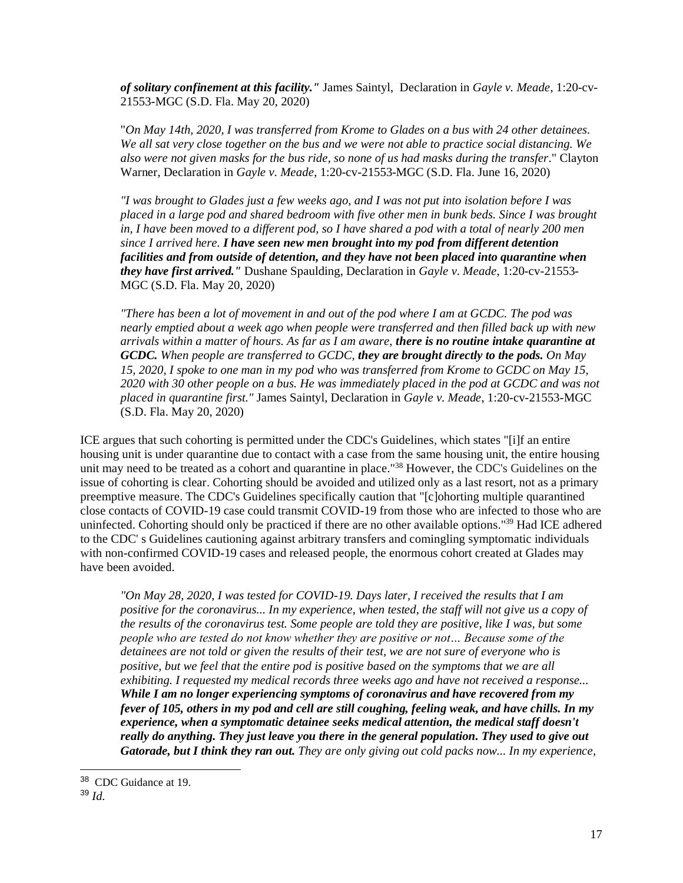*of solitary confinement at this facility."* James Saintyl, Declaration in *Gayle v. Meade*, 1:20-cv-21553-MGC (S.D. Fla. May 20, 2020)

"*On May 14th, 2020, I was transferred from Krome to Glades on a bus with 24 other detainees. We all sat very close together on the bus and we were not able to practice social distancing. We also were not given masks for the bus ride, so none of us had masks during the transfer*." Clayton Warner, Declaration in *Gayle v. Meade*, 1:20-cv-21553-MGC (S.D. Fla. June 16, 2020)

*"I was brought to Glades just a few weeks ago, and I was not put into isolation before I was placed in a large pod and shared bedroom with five other men in bunk beds. Since I was brought in, I have been moved to a different pod, so I have shared a pod with a total of nearly 200 men since I arrived here. **I have seen new men brought into my pod from different detention facilities and from outside of detention, and they have not been placed into quarantine when they have first arrived."*** Dushane Spaulding, Declaration in *Gayle v. Meade*, 1:20-cv-21553-MGC (S.D. Fla. May 20, 2020)

*"There has been a lot of movement in and out of the pod where I am at GCDC. The pod was nearly emptied about a week ago when people were transferred and then filled back up with new arrivals within a matter of hours. As far as I am aware, **there is no routine intake quarantine at GCDC.** When people are transferred to GCDC, **they are brought directly to the pods.** On May 15, 2020, I spoke to one man in my pod who was transferred from Krome to GCDC on May 15, 2020 with 30 other people on a bus. He was immediately placed in the pod at GCDC and was not placed in quarantine first."* James Saintyl, Declaration in *Gayle v. Meade*, 1:20-cv-21553-MGC (S.D. Fla. May 20, 2020)

ICE argues that such cohorting is permitted under the CDC's Guidelines, which states "[i]f an entire housing unit is under quarantine due to contact with a case from the same housing unit, the entire housing unit may need to be treated as a cohort and quarantine in place."[38] However, the CDC's Guidelines on the issue of cohorting is clear. Cohorting should be avoided and utilized only as a last resort, not as a primary preemptive measure. The CDC's Guidelines specifically caution that "[c]ohorting multiple quarantined close contacts of COVID-19 case could transmit COVID-19 from those who are infected to those who are uninfected. Cohorting should only be practiced if there are no other available options."[39] Had ICE adhered to the CDC' s Guidelines cautioning against arbitrary transfers and comingling symptomatic individuals with non-confirmed COVID-19 cases and released people, the enormous cohort created at Glades may have been avoided.

*"On May 28, 2020, I was tested for COVID-19. Days later, I received the results that I am positive for the coronavirus... In my experience, when tested, the staff will not give us a copy of the results of the coronavirus test. Some people are told they are positive, like I was, but some people who are tested do not know whether they are positive or not… Because some of the detainees are not told or given the results of their test, we are not sure of everyone who is positive, but we feel that the entire pod is positive based on the symptoms that we are all exhibiting. I requested my medical records three weeks ago and have not received a response... **While I am no longer experiencing symptoms of coronavirus and have recovered from my fever of 105, others in my pod and cell are still coughing, feeling weak, and have chills. In my experience, when a symptomatic detainee seeks medical attention, the medical staff doesn't really do anything. They just leave you there in the general population. They used to give out Gatorade, but I think they ran out.** They are only giving out cold packs now... In my experience,*

[38] CDC Guidance at 19.

[39] *Id.*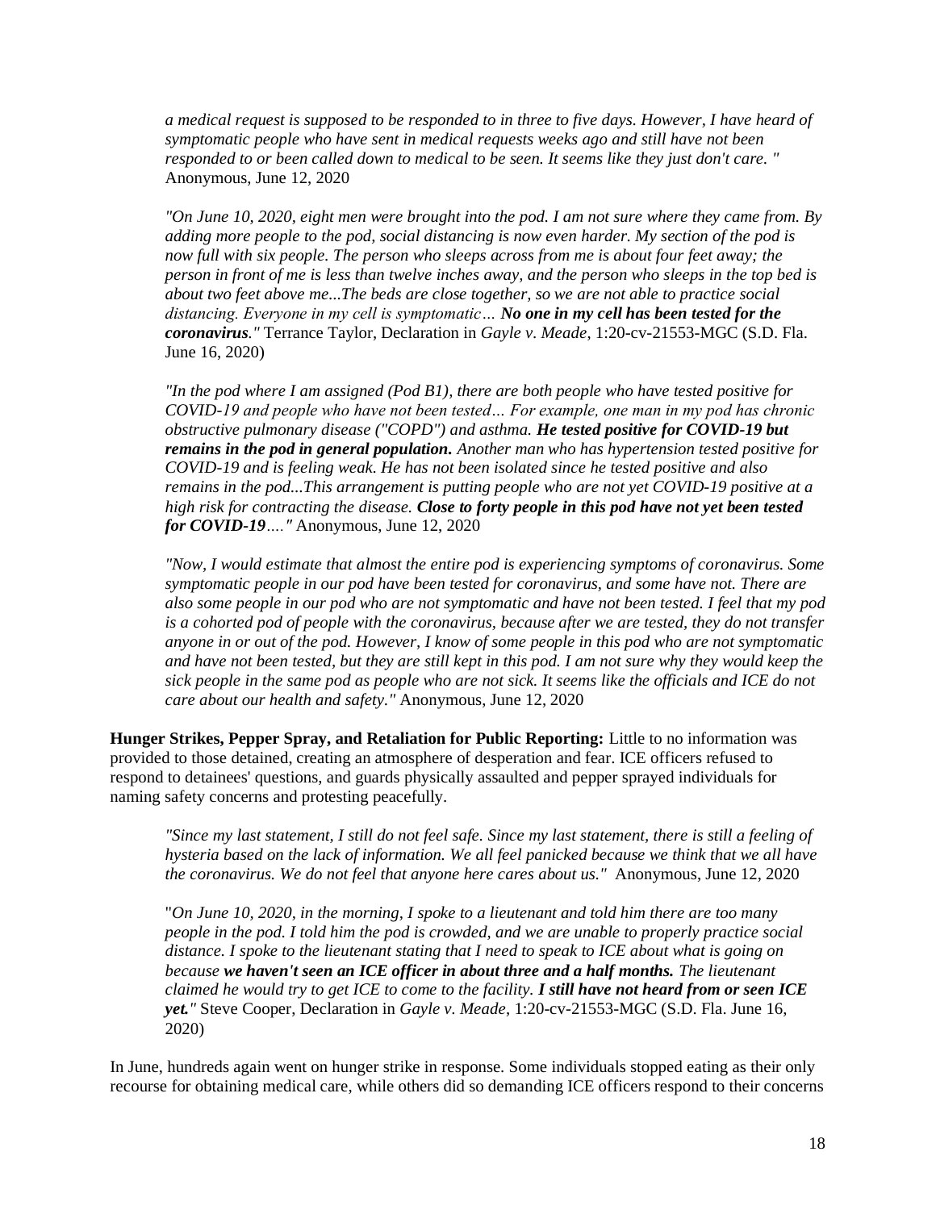*a medical request is supposed to be responded to in three to five days. However, I have heard of symptomatic people who have sent in medical requests weeks ago and still have not been responded to or been called down to medical to be seen. It seems like they just don't care. "* Anonymous, June 12, 2020

*"On June 10, 2020, eight men were brought into the pod. I am not sure where they came from. By adding more people to the pod, social distancing is now even harder. My section of the pod is now full with six people. The person who sleeps across from me is about four feet away; the person in front of me is less than twelve inches away, and the person who sleeps in the top bed is about two feet above me...The beds are close together, so we are not able to practice social distancing. Everyone in my cell is symptomatic…* ***No one in my cell has been tested for the coronavirus****."* Terrance Taylor, Declaration in *Gayle v. Meade*, 1:20-cv-21553-MGC (S.D. Fla. June 16, 2020)

*"In the pod where I am assigned (Pod B1), there are both people who have tested positive for COVID-19 and people who have not been tested… For example, one man in my pod has chronic obstructive pulmonary disease ("COPD") and asthma.* ***He tested positive for COVID-19 but remains in the pod in general population.*** *Another man who has hypertension tested positive for COVID-19 and is feeling weak. He has not been isolated since he tested positive and also remains in the pod...This arrangement is putting people who are not yet COVID-19 positive at a high risk for contracting the disease.* ***Close to forty people in this pod have not yet been tested for COVID-19****…."* Anonymous, June 12, 2020

*"Now, I would estimate that almost the entire pod is experiencing symptoms of coronavirus. Some symptomatic people in our pod have been tested for coronavirus, and some have not. There are also some people in our pod who are not symptomatic and have not been tested. I feel that my pod is a cohorted pod of people with the coronavirus, because after we are tested, they do not transfer anyone in or out of the pod. However, I know of some people in this pod who are not symptomatic and have not been tested, but they are still kept in this pod. I am not sure why they would keep the sick people in the same pod as people who are not sick. It seems like the officials and ICE do not care about our health and safety."* Anonymous, June 12, 2020

**Hunger Strikes, Pepper Spray, and Retaliation for Public Reporting:** Little to no information was provided to those detained, creating an atmosphere of desperation and fear. ICE officers refused to respond to detainees' questions, and guards physically assaulted and pepper sprayed individuals for naming safety concerns and protesting peacefully.

*"Since my last statement, I still do not feel safe. Since my last statement, there is still a feeling of hysteria based on the lack of information. We all feel panicked because we think that we all have the coronavirus. We do not feel that anyone here cares about us."* Anonymous, June 12, 2020

"*On June 10, 2020, in the morning, I spoke to a lieutenant and told him there are too many people in the pod. I told him the pod is crowded, and we are unable to properly practice social distance. I spoke to the lieutenant stating that I need to speak to ICE about what is going on because* ***we haven't seen an ICE officer in about three and a half months.*** *The lieutenant claimed he would try to get ICE to come to the facility.* ***I still have not heard from or seen ICE yet.****"* Steve Cooper, Declaration in *Gayle v. Meade*, 1:20-cv-21553-MGC (S.D. Fla. June 16, 2020)

In June, hundreds again went on hunger strike in response. Some individuals stopped eating as their only recourse for obtaining medical care, while others did so demanding ICE officers respond to their concerns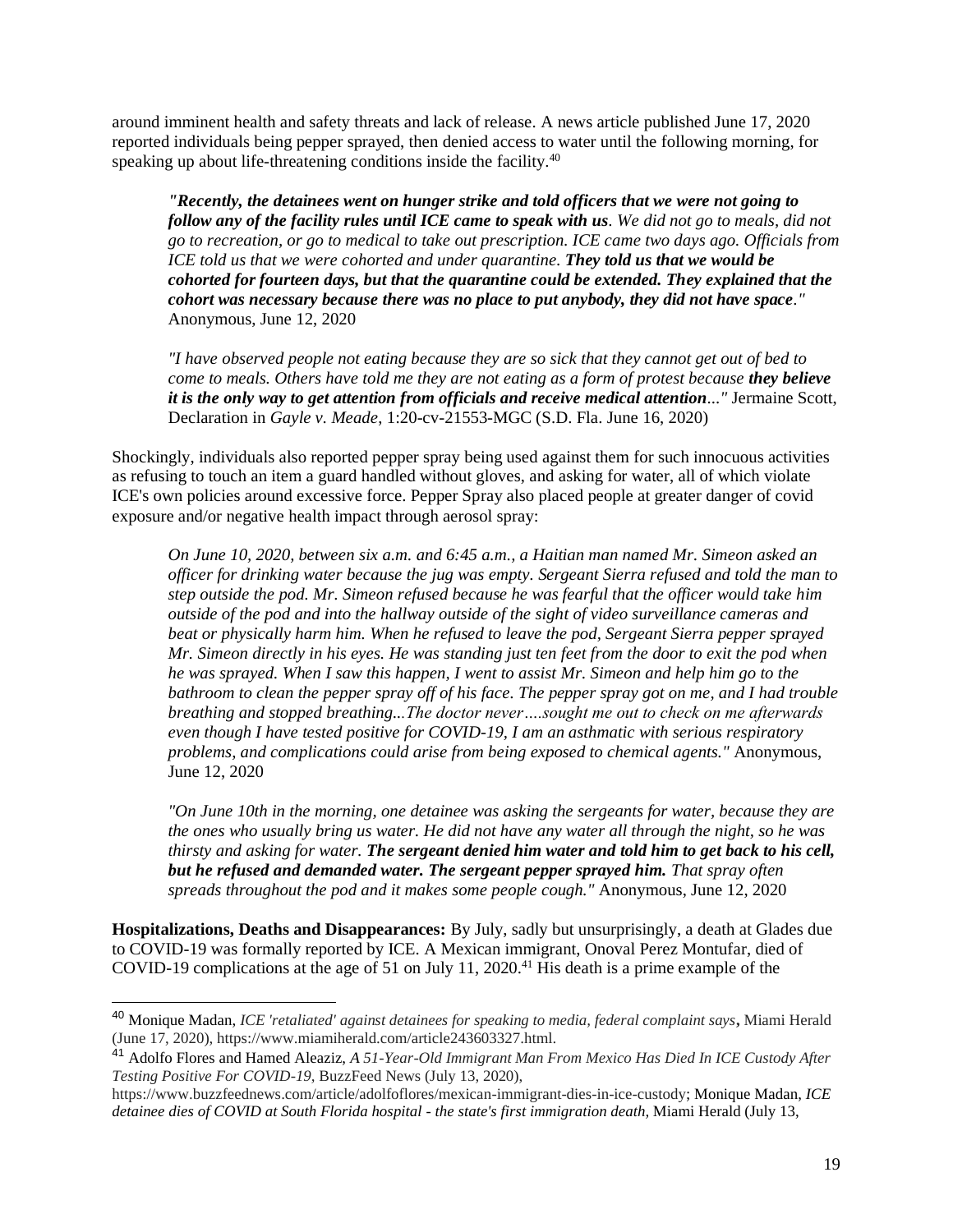around imminent health and safety threats and lack of release. A news article published June 17, 2020 reported individuals being pepper sprayed, then denied access to water until the following morning, for speaking up about life-threatening conditions inside the facility.[40]

> *"**Recently, the detainees went on hunger strike and told officers that we were not going to follow any of the facility rules until ICE came to speak with us**. We did not go to meals, did not go to recreation, or go to medical to take out prescription. ICE came two days ago. Officials from ICE told us that we were cohorted and under quarantine. **They told us that we would be cohorted for fourteen days, but that the quarantine could be extended. They explained that the cohort was necessary because there was no place to put anybody, they did not have space**."* Anonymous, June 12, 2020

> *"I have observed people not eating because they are so sick that they cannot get out of bed to come to meals. Others have told me they are not eating as a form of protest because **they believe it is the only way to get attention from officials and receive medical attention**..."* Jermaine Scott, Declaration in *Gayle v. Meade*, 1:20-cv-21553-MGC (S.D. Fla. June 16, 2020)

Shockingly, individuals also reported pepper spray being used against them for such innocuous activities as refusing to touch an item a guard handled without gloves, and asking for water, all of which violate ICE's own policies around excessive force. Pepper Spray also placed people at greater danger of covid exposure and/or negative health impact through aerosol spray:

> *On June 10, 2020, between six a.m. and 6:45 a.m., a Haitian man named Mr. Simeon asked an officer for drinking water because the jug was empty. Sergeant Sierra refused and told the man to step outside the pod. Mr. Simeon refused because he was fearful that the officer would take him outside of the pod and into the hallway outside of the sight of video surveillance cameras and beat or physically harm him. When he refused to leave the pod, Sergeant Sierra pepper sprayed Mr. Simeon directly in his eyes. He was standing just ten feet from the door to exit the pod when he was sprayed. When I saw this happen, I went to assist Mr. Simeon and help him go to the bathroom to clean the pepper spray off of his face. The pepper spray got on me, and I had trouble breathing and stopped breathing...The doctor never….sought me out to check on me afterwards even though I have tested positive for COVID-19, I am an asthmatic with serious respiratory problems, and complications could arise from being exposed to chemical agents."* Anonymous, June 12, 2020

> *"On June 10th in the morning, one detainee was asking the sergeants for water, because they are the ones who usually bring us water. He did not have any water all through the night, so he was thirsty and asking for water. **The sergeant denied him water and told him to get back to his cell, but he refused and demanded water. The sergeant pepper sprayed him.** That spray often spreads throughout the pod and it makes some people cough."* Anonymous, June 12, 2020

**Hospitalizations, Deaths and Disappearances:** By July, sadly but unsurprisingly, a death at Glades due to COVID-19 was formally reported by ICE. A Mexican immigrant, Onoval Perez Montufar, died of COVID-19 complications at the age of 51 on July 11, 2020.[41] His death is a prime example of the

---

[40] Monique Madan, *ICE 'retaliated' against detainees for speaking to media, federal complaint says***,** Miami Herald (June 17, 2020), https://www.miamiherald.com/article243603327.html.

[41] Adolfo Flores and Hamed Aleaziz, *A 51-Year-Old Immigrant Man From Mexico Has Died In ICE Custody After Testing Positive For COVID-19*, BuzzFeed News (July 13, 2020), https://www.buzzfeednews.com/article/adolfoflores/mexican-immigrant-dies-in-ice-custody; Monique Madan, *ICE detainee dies of COVID at South Florida hospital - the state's first immigration death,* Miami Herald (July 13,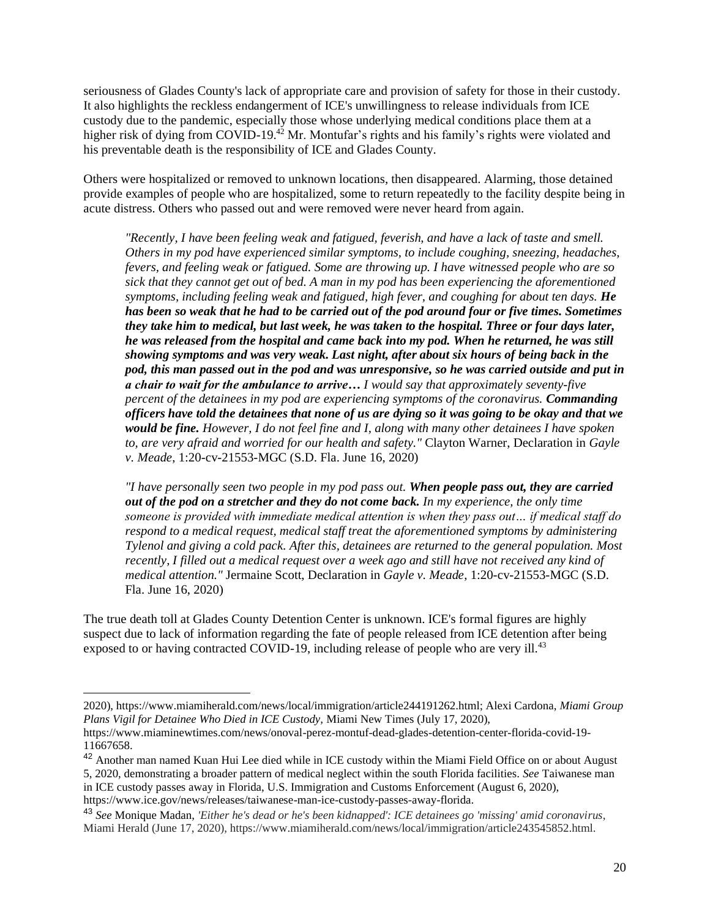seriousness of Glades County's lack of appropriate care and provision of safety for those in their custody. It also highlights the reckless endangerment of ICE's unwillingness to release individuals from ICE custody due to the pandemic, especially those whose underlying medical conditions place them at a higher risk of dying from COVID-19.[42] Mr. Montufar's rights and his family's rights were violated and his preventable death is the responsibility of ICE and Glades County.

Others were hospitalized or removed to unknown locations, then disappeared. Alarming, those detained provide examples of people who are hospitalized, some to return repeatedly to the facility despite being in acute distress. Others who passed out and were removed were never heard from again.

> *"Recently, I have been feeling weak and fatigued, feverish, and have a lack of taste and smell. Others in my pod have experienced similar symptoms, to include coughing, sneezing, headaches, fevers, and feeling weak or fatigued. Some are throwing up. I have witnessed people who are so sick that they cannot get out of bed. A man in my pod has been experiencing the aforementioned symptoms, including feeling weak and fatigued, high fever, and coughing for about ten days.* ***He has been so weak that he had to be carried out of the pod around four or five times. Sometimes they take him to medical, but last week, he was taken to the hospital. Three or four days later, he was released from the hospital and came back into my pod. When he returned, he was still showing symptoms and was very weak. Last night, after about six hours of being back in the pod, this man passed out in the pod and was unresponsive, so he was carried outside and put in a chair to wait for the ambulance to arrive…*** *I would say that approximately seventy-five percent of the detainees in my pod are experiencing symptoms of the coronavirus.* ***Commanding officers have told the detainees that none of us are dying so it was going to be okay and that we would be fine.*** *However, I do not feel fine and I, along with many other detainees I have spoken to, are very afraid and worried for our health and safety."* Clayton Warner, Declaration in *Gayle v. Meade*, 1:20-cv-21553-MGC (S.D. Fla. June 16, 2020)

> *"I have personally seen two people in my pod pass out.* ***When people pass out, they are carried out of the pod on a stretcher and they do not come back.*** *In my experience, the only time someone is provided with immediate medical attention is when they pass out… if medical staff do respond to a medical request, medical staff treat the aforementioned symptoms by administering Tylenol and giving a cold pack. After this, detainees are returned to the general population. Most recently, I filled out a medical request over a week ago and still have not received any kind of medical attention."* Jermaine Scott, Declaration in *Gayle v. Meade*, 1:20-cv-21553-MGC (S.D. Fla. June 16, 2020)

The true death toll at Glades County Detention Center is unknown. ICE's formal figures are highly suspect due to lack of information regarding the fate of people released from ICE detention after being exposed to or having contracted COVID-19, including release of people who are very ill.[43]

---

2020), https://www.miamiherald.com/news/local/immigration/article244191262.html; Alexi Cardona, *Miami Group Plans Vigil for Detainee Who Died in ICE Custody*, Miami New Times (July 17, 2020), https://www.miaminewtimes.com/news/onoval-perez-montuf-dead-glades-detention-center-florida-covid-19-11667658.

[42] Another man named Kuan Hui Lee died while in ICE custody within the Miami Field Office on or about August 5, 2020, demonstrating a broader pattern of medical neglect within the south Florida facilities. *See* Taiwanese man in ICE custody passes away in Florida, U.S. Immigration and Customs Enforcement (August 6, 2020), https://www.ice.gov/news/releases/taiwanese-man-ice-custody-passes-away-florida.

[43] *See* Monique Madan, *'Either he's dead or he's been kidnapped': ICE detainees go 'missing' amid coronavirus*, Miami Herald (June 17, 2020), https://www.miamiherald.com/news/local/immigration/article243545852.html.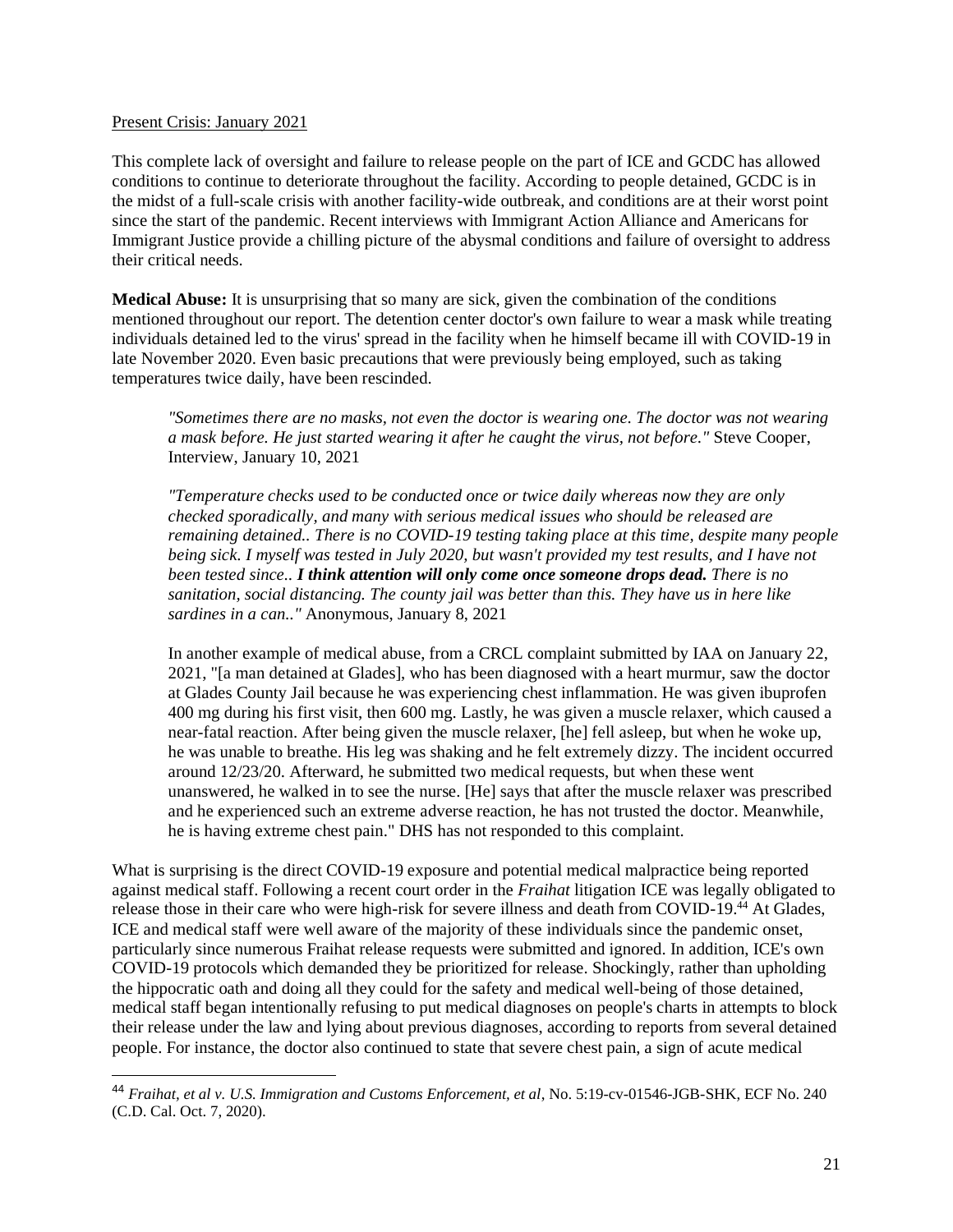Present Crisis: January 2021

This complete lack of oversight and failure to release people on the part of ICE and GCDC has allowed conditions to continue to deteriorate throughout the facility. According to people detained, GCDC is in the midst of a full-scale crisis with another facility-wide outbreak, and conditions are at their worst point since the start of the pandemic. Recent interviews with Immigrant Action Alliance and Americans for Immigrant Justice provide a chilling picture of the abysmal conditions and failure of oversight to address their critical needs.

**Medical Abuse:** It is unsurprising that so many are sick, given the combination of the conditions mentioned throughout our report. The detention center doctor's own failure to wear a mask while treating individuals detained led to the virus' spread in the facility when he himself became ill with COVID-19 in late November 2020. Even basic precautions that were previously being employed, such as taking temperatures twice daily, have been rescinded.

> *"Sometimes there are no masks, not even the doctor is wearing one. The doctor was not wearing a mask before. He just started wearing it after he caught the virus, not before."* Steve Cooper, Interview, January 10, 2021
>
> *"Temperature checks used to be conducted once or twice daily whereas now they are only checked sporadically, and many with serious medical issues who should be released are remaining detained.. There is no COVID-19 testing taking place at this time, despite many people being sick. I myself was tested in July 2020, but wasn't provided my test results, and I have not been tested since..* ***I think attention will only come once someone drops dead.*** *There is no sanitation, social distancing. The county jail was better than this. They have us in here like sardines in a can.."* Anonymous, January 8, 2021
>
> In another example of medical abuse, from a CRCL complaint submitted by IAA on January 22, 2021, "[a man detained at Glades], who has been diagnosed with a heart murmur, saw the doctor at Glades County Jail because he was experiencing chest inflammation. He was given ibuprofen 400 mg during his first visit, then 600 mg. Lastly, he was given a muscle relaxer, which caused a near-fatal reaction. After being given the muscle relaxer, [he] fell asleep, but when he woke up, he was unable to breathe. His leg was shaking and he felt extremely dizzy. The incident occurred around 12/23/20. Afterward, he submitted two medical requests, but when these went unanswered, he walked in to see the nurse. [He] says that after the muscle relaxer was prescribed and he experienced such an extreme adverse reaction, he has not trusted the doctor. Meanwhile, he is having extreme chest pain." DHS has not responded to this complaint.

What is surprising is the direct COVID-19 exposure and potential medical malpractice being reported against medical staff. Following a recent court order in the *Fraihat* litigation ICE was legally obligated to release those in their care who were high-risk for severe illness and death from COVID-19.[44] At Glades, ICE and medical staff were well aware of the majority of these individuals since the pandemic onset, particularly since numerous Fraihat release requests were submitted and ignored. In addition, ICE's own COVID-19 protocols which demanded they be prioritized for release. Shockingly, rather than upholding the hippocratic oath and doing all they could for the safety and medical well-being of those detained, medical staff began intentionally refusing to put medical diagnoses on people's charts in attempts to block their release under the law and lying about previous diagnoses, according to reports from several detained people. For instance, the doctor also continued to state that severe chest pain, a sign of acute medical

[44] *Fraihat, et al v. U.S. Immigration and Customs Enforcement, et al*, No. 5:19-cv-01546-JGB-SHK, ECF No. 240 (C.D. Cal. Oct. 7, 2020).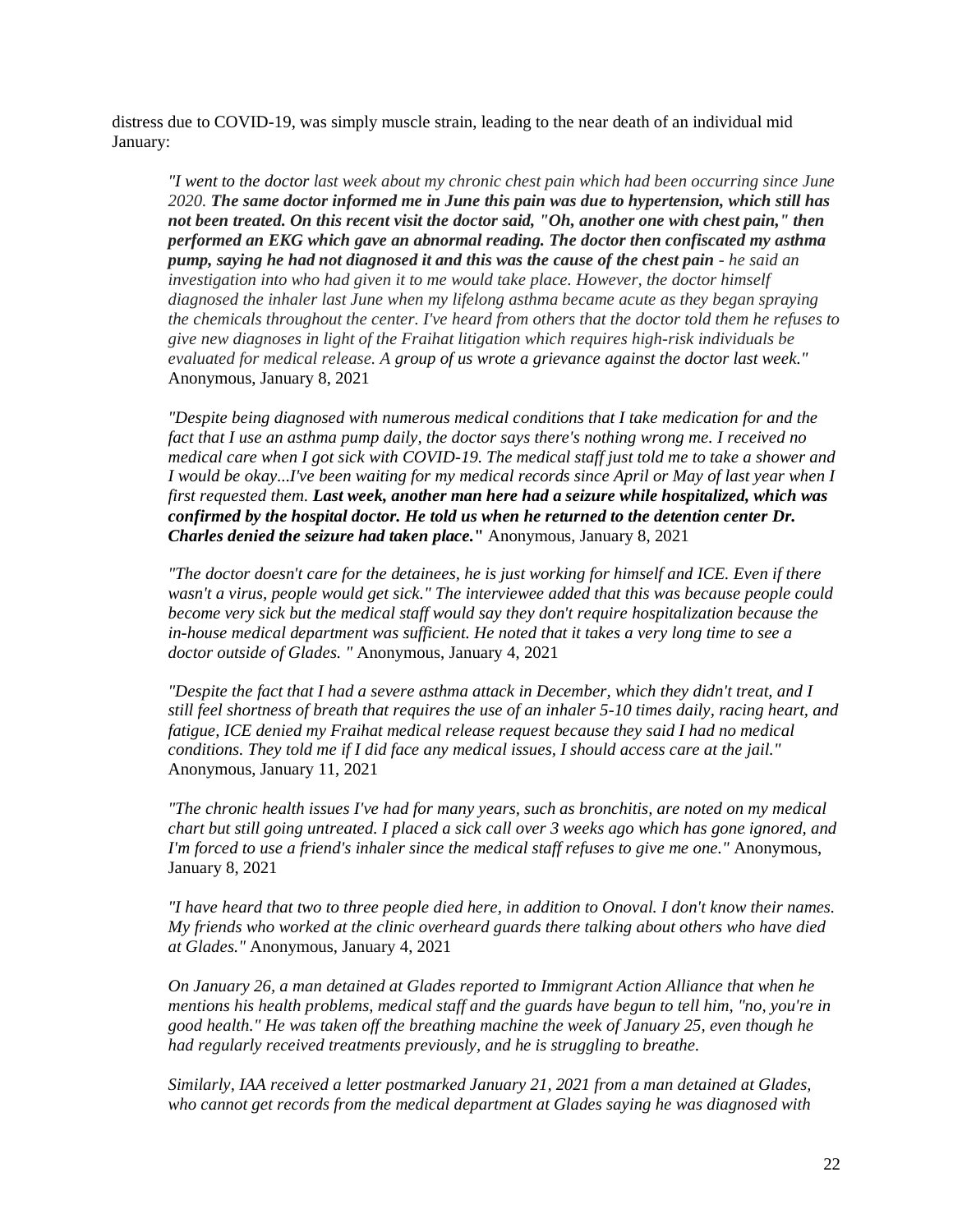distress due to COVID-19, was simply muscle strain, leading to the near death of an individual mid January:

> *"I went to the doctor last week about my chronic chest pain which had been occurring since June 2020.* ***The same doctor informed me in June this pain was due to hypertension, which still has not been treated. On this recent visit the doctor said, "Oh, another one with chest pain," then performed an EKG which gave an abnormal reading. The doctor then confiscated my asthma pump, saying he had not diagnosed it and this was the cause of the chest pain*** *- he said an investigation into who had given it to me would take place. However, the doctor himself diagnosed the inhaler last June when my lifelong asthma became acute as they began spraying the chemicals throughout the center. I've heard from others that the doctor told them he refuses to give new diagnoses in light of the Fraihat litigation which requires high-risk individuals be evaluated for medical release. A group of us wrote a grievance against the doctor last week."* Anonymous, January 8, 2021
>
> *"Despite being diagnosed with numerous medical conditions that I take medication for and the fact that I use an asthma pump daily, the doctor says there's nothing wrong me. I received no medical care when I got sick with COVID-19. The medical staff just told me to take a shower and I would be okay...I've been waiting for my medical records since April or May of last year when I first requested them.* ***Last week, another man here had a seizure while hospitalized, which was confirmed by the hospital doctor. He told us when he returned to the detention center Dr. Charles denied the seizure had taken place."*** Anonymous, January 8, 2021
>
> *"The doctor doesn't care for the detainees, he is just working for himself and ICE. Even if there wasn't a virus, people would get sick." The interviewee added that this was because people could become very sick but the medical staff would say they don't require hospitalization because the in-house medical department was sufficient. He noted that it takes a very long time to see a doctor outside of Glades. "* Anonymous, January 4, 2021
>
> *"Despite the fact that I had a severe asthma attack in December, which they didn't treat, and I still feel shortness of breath that requires the use of an inhaler 5-10 times daily, racing heart, and fatigue, ICE denied my Fraihat medical release request because they said I had no medical conditions. They told me if I did face any medical issues, I should access care at the jail."* Anonymous, January 11, 2021
>
> *"The chronic health issues I've had for many years, such as bronchitis, are noted on my medical chart but still going untreated. I placed a sick call over 3 weeks ago which has gone ignored, and I'm forced to use a friend's inhaler since the medical staff refuses to give me one."* Anonymous, January 8, 2021
>
> *"I have heard that two to three people died here, in addition to Onoval. I don't know their names. My friends who worked at the clinic overheard guards there talking about others who have died at Glades."* Anonymous, January 4, 2021
>
> *On January 26, a man detained at Glades reported to Immigrant Action Alliance that when he mentions his health problems, medical staff and the guards have begun to tell him, "no, you're in good health." He was taken off the breathing machine the week of January 25, even though he had regularly received treatments previously, and he is struggling to breathe.*
>
> *Similarly, IAA received a letter postmarked January 21, 2021 from a man detained at Glades, who cannot get records from the medical department at Glades saying he was diagnosed with*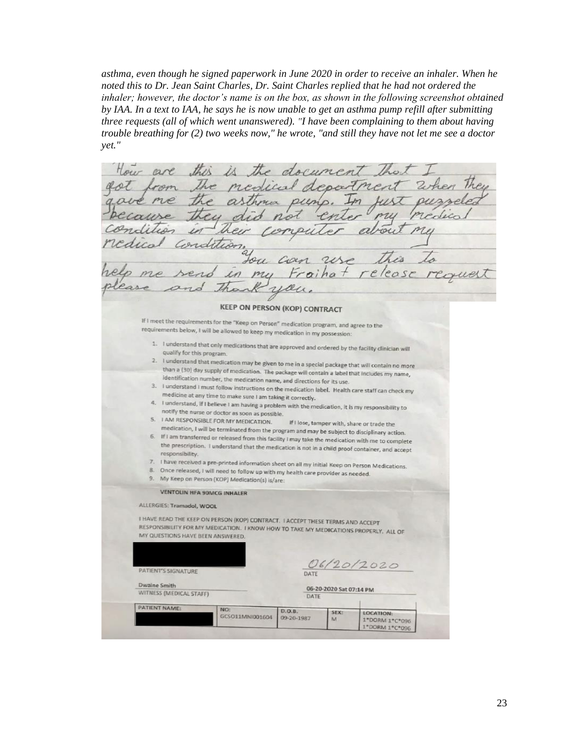*asthma, even though he signed paperwork in June 2020 in order to receive an inhaler. When he noted this to Dr. Jean Saint Charles, Dr. Saint Charles replied that he had not ordered the inhaler; however, the doctor's name is on the box, as shown in the following screenshot obtained by IAA. In a text to IAA, he says he is now unable to get an asthma pump refill after submitting three requests (all of which went unanswered). "I have been complaining to them about having trouble breathing for (2) two weeks now," he wrote, "and still they have not let me see a doctor yet."*

How are this is the document That I got from The medical department when they gave me the asthma pump. Im just puzzeled because they did not enter my medical condition in their computer about my medical condition.

You can use this to help me send in my Froihat release request please and thank you.

**KEEP ON PERSON (KOP) CONTRACT**

If I meet the requirements for the "Keep on Person" medication program, and agree to the requirements below, I will be allowed to keep my medication in my possession:

1. I understand that only medications that are approved and ordered by the facility clinician will qualify for this program.
2. I understand that medication may be given to me in a special package that will contain no more than a (30) day supply of medication. The package will contain a label that includes my name, identification number, the medication name, and directions for its use.
3. I understand I must follow instructions on the medication label. Health care staff can check my medicine at any time to make sure I am taking it correctly.
4. I understand, if I believe I am having a problem with the medication, it is my responsibility to notify the nurse or doctor as soon as possible.
5. I AM RESPONSIBLE FOR MY MEDICATION. If I lose, tamper with, share or trade the medication, I will be terminated from the program and may be subject to disciplinary action.
6. If I am transferred or released from this facility I may take the medication with me to complete the prescription. I understand that the medication is not in a child proof container, and accept responsibility.
7. I have received a pre-printed information sheet on all my initial Keep on Person Medications.
8. Once released, I will need to follow up with my health care provider as needed.
9. My Keep on Person (KOP) Medication(s) is/are:

**VENTOLIN HFA 90MCG INHALER**

ALLERGIES: Tramadol, WOOL

I HAVE READ THE KEEP ON PERSON (KOP) CONTRACT. I ACCEPT THESE TERMS AND ACCEPT RESPONSIBILITY FOR MY MEDICATION. I KNOW HOW TO TAKE MY MEDICATIONS PROPERLY. ALL OF MY QUESTIONS HAVE BEEN ANSWERED.

[REDACTED] — PATIENT'S SIGNATURE | 06/20/2020 — DATE

Dwaine Smith — WITNESS (MEDICAL STAFF) | 06-20-2020 Sat 07:14 PM — DATE

| PATIENT NAME: | NO: | D.O.B.: | SEX: | LOCATION: |
|---|---|---|---|---|
| [REDACTED] | GCSO11MNI001604 | 09-20-1987 | M | 1*DORM 1*C*096 1*DORM 1*C*096 |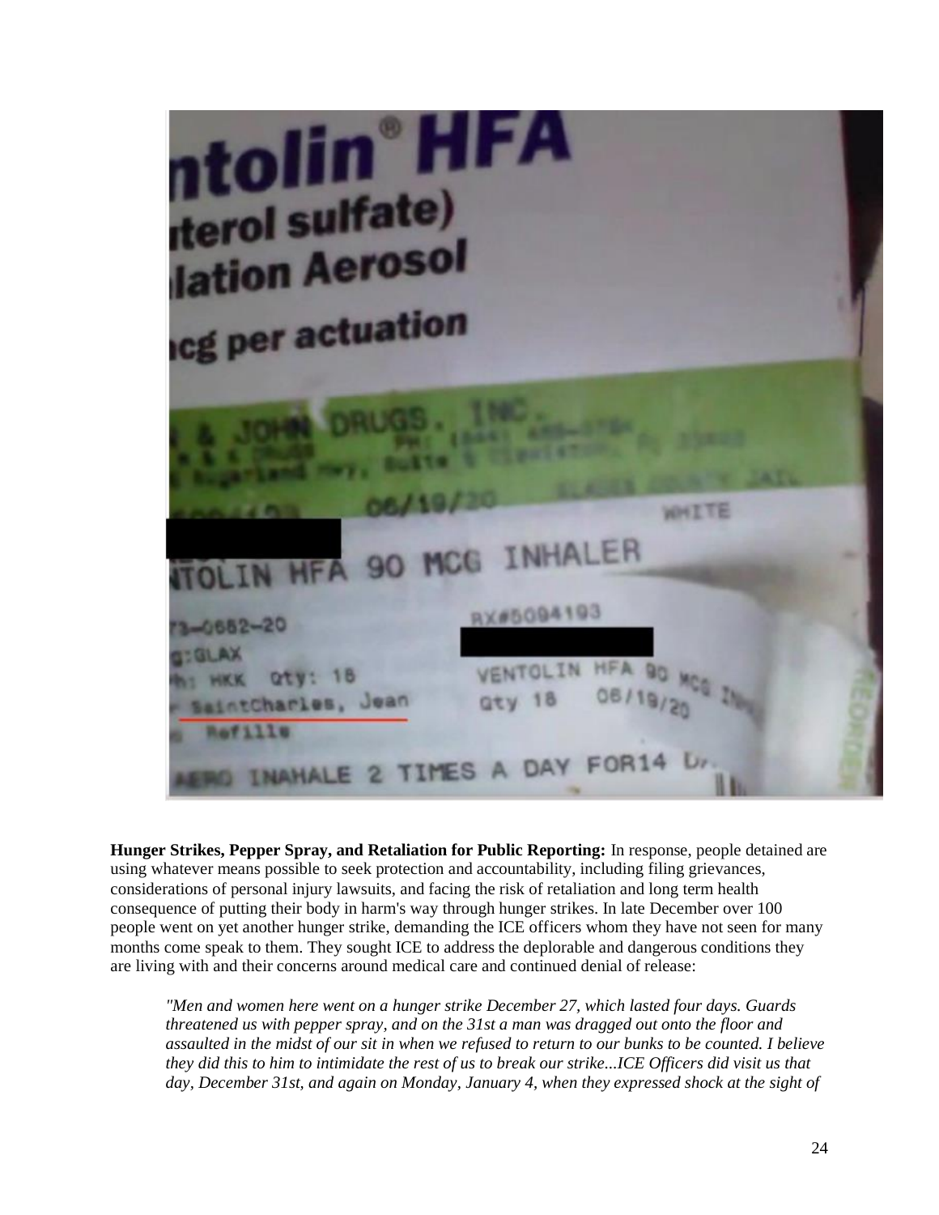**Hunger Strikes, Pepper Spray, and Retaliation for Public Reporting:** In response, people detained are using whatever means possible to seek protection and accountability, including filing grievances, considerations of personal injury lawsuits, and facing the risk of retaliation and long term health consequence of putting their body in harm's way through hunger strikes. In late December over 100 people went on yet another hunger strike, demanding the ICE officers whom they have not seen for many months come speak to them. They sought ICE to address the deplorable and dangerous conditions they are living with and their concerns around medical care and continued denial of release:

> *"Men and women here went on a hunger strike December 27, which lasted four days. Guards threatened us with pepper spray, and on the 31st a man was dragged out onto the floor and assaulted in the midst of our sit in when we refused to return to our bunks to be counted. I believe they did this to him to intimidate the rest of us to break our strike...ICE Officers did visit us that day, December 31st, and again on Monday, January 4, when they expressed shock at the sight of*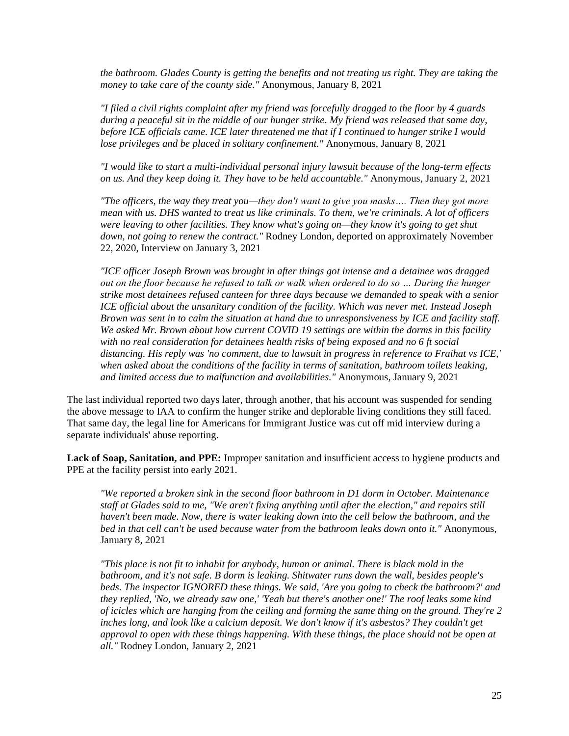*the bathroom. Glades County is getting the benefits and not treating us right. They are taking the money to take care of the county side."* Anonymous, January 8, 2021

*"I filed a civil rights complaint after my friend was forcefully dragged to the floor by 4 guards during a peaceful sit in the middle of our hunger strike. My friend was released that same day, before ICE officials came. ICE later threatened me that if I continued to hunger strike I would lose privileges and be placed in solitary confinement."* Anonymous, January 8, 2021

*"I would like to start a multi-individual personal injury lawsuit because of the long-term effects on us. And they keep doing it. They have to be held accountable."* Anonymous, January 2, 2021

*"The officers, the way they treat you—they don't want to give you masks…. Then they got more mean with us. DHS wanted to treat us like criminals. To them, we're criminals. A lot of officers were leaving to other facilities. They know what's going on—they know it's going to get shut down, not going to renew the contract."* Rodney London, deported on approximately November 22, 2020, Interview on January 3, 2021

*"ICE officer Joseph Brown was brought in after things got intense and a detainee was dragged out on the floor because he refused to talk or walk when ordered to do so … During the hunger strike most detainees refused canteen for three days because we demanded to speak with a senior ICE official about the unsanitary condition of the facility. Which was never met. Instead Joseph Brown was sent in to calm the situation at hand due to unresponsiveness by ICE and facility staff. We asked Mr. Brown about how current COVID 19 settings are within the dorms in this facility with no real consideration for detainees health risks of being exposed and no 6 ft social distancing. His reply was 'no comment, due to lawsuit in progress in reference to Fraihat vs ICE,' when asked about the conditions of the facility in terms of sanitation, bathroom toilets leaking, and limited access due to malfunction and availabilities."* Anonymous, January 9, 2021

The last individual reported two days later, through another, that his account was suspended for sending the above message to IAA to confirm the hunger strike and deplorable living conditions they still faced. That same day, the legal line for Americans for Immigrant Justice was cut off mid interview during a separate individuals' abuse reporting.

**Lack of Soap, Sanitation, and PPE:** Improper sanitation and insufficient access to hygiene products and PPE at the facility persist into early 2021.

*"We reported a broken sink in the second floor bathroom in D1 dorm in October. Maintenance staff at Glades said to me, "We aren't fixing anything until after the election," and repairs still haven't been made. Now, there is water leaking down into the cell below the bathroom, and the bed in that cell can't be used because water from the bathroom leaks down onto it."* Anonymous, January 8, 2021

*"This place is not fit to inhabit for anybody, human or animal. There is black mold in the bathroom, and it's not safe. B dorm is leaking. Shitwater runs down the wall, besides people's beds. The inspector IGNORED these things. We said, 'Are you going to check the bathroom?' and they replied, 'No, we already saw one,' 'Yeah but there's another one!' The roof leaks some kind of icicles which are hanging from the ceiling and forming the same thing on the ground. They're 2 inches long, and look like a calcium deposit. We don't know if it's asbestos? They couldn't get approval to open with these things happening. With these things, the place should not be open at all."* Rodney London, January 2, 2021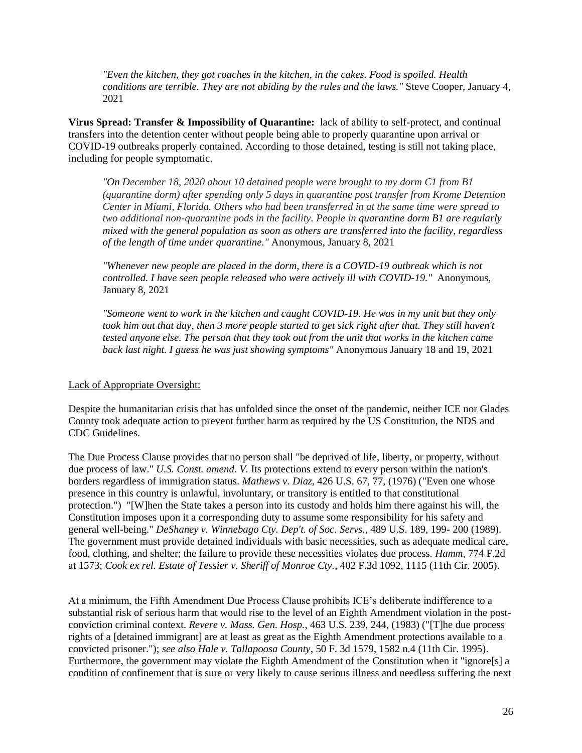*"Even the kitchen, they got roaches in the kitchen, in the cakes. Food is spoiled. Health conditions are terrible. They are not abiding by the rules and the laws."* Steve Cooper, January 4, 2021

**Virus Spread: Transfer & Impossibility of Quarantine:** lack of ability to self-protect, and continual transfers into the detention center without people being able to properly quarantine upon arrival or COVID-19 outbreaks properly contained. According to those detained, testing is still not taking place, including for people symptomatic.

*"On December 18, 2020 about 10 detained people were brought to my dorm C1 from B1 (quarantine dorm) after spending only 5 days in quarantine post transfer from Krome Detention Center in Miami, Florida. Others who had been transferred in at the same time were spread to two additional non-quarantine pods in the facility. People in quarantine dorm B1 are regularly mixed with the general population as soon as others are transferred into the facility, regardless of the length of time under quarantine."* Anonymous, January 8, 2021

*"Whenever new people are placed in the dorm, there is a COVID-19 outbreak which is not controlled. I have seen people released who were actively ill with COVID-19."* Anonymous, January 8, 2021

*"Someone went to work in the kitchen and caught COVID-19. He was in my unit but they only took him out that day, then 3 more people started to get sick right after that. They still haven't tested anyone else. The person that they took out from the unit that works in the kitchen came back last night. I guess he was just showing symptoms"* Anonymous January 18 and 19, 2021

<u>Lack of Appropriate Oversight:</u>

Despite the humanitarian crisis that has unfolded since the onset of the pandemic, neither ICE nor Glades County took adequate action to prevent further harm as required by the US Constitution, the NDS and CDC Guidelines.

The Due Process Clause provides that no person shall "be deprived of life, liberty, or property, without due process of law." *U.S. Const. amend. V.* Its protections extend to every person within the nation's borders regardless of immigration status. *Mathews v. Diaz*, 426 U.S. 67, 77, (1976) ("Even one whose presence in this country is unlawful, involuntary, or transitory is entitled to that constitutional protection.") "[W]hen the State takes a person into its custody and holds him there against his will, the Constitution imposes upon it a corresponding duty to assume some responsibility for his safety and general well-being." *DeShaney v. Winnebago Cty. Dep't. of Soc. Servs.*, 489 U.S. 189, 199- 200 (1989). The government must provide detained individuals with basic necessities, such as adequate medical care, food, clothing, and shelter; the failure to provide these necessities violates due process. *Hamm*, 774 F.2d at 1573; *Cook ex rel. Estate of Tessier v. Sheriff of Monroe Cty.*, 402 F.3d 1092, 1115 (11th Cir. 2005).

At a minimum, the Fifth Amendment Due Process Clause prohibits ICE's deliberate indifference to a substantial risk of serious harm that would rise to the level of an Eighth Amendment violation in the post-conviction criminal context. *Revere v. Mass. Gen. Hosp.*, 463 U.S. 239, 244, (1983) ("[T]he due process rights of a [detained immigrant] are at least as great as the Eighth Amendment protections available to a convicted prisoner."); *see also Hale v. Tallapoosa County*, 50 F. 3d 1579, 1582 n.4 (11th Cir. 1995). Furthermore, the government may violate the Eighth Amendment of the Constitution when it "ignore[s] a condition of confinement that is sure or very likely to cause serious illness and needless suffering the next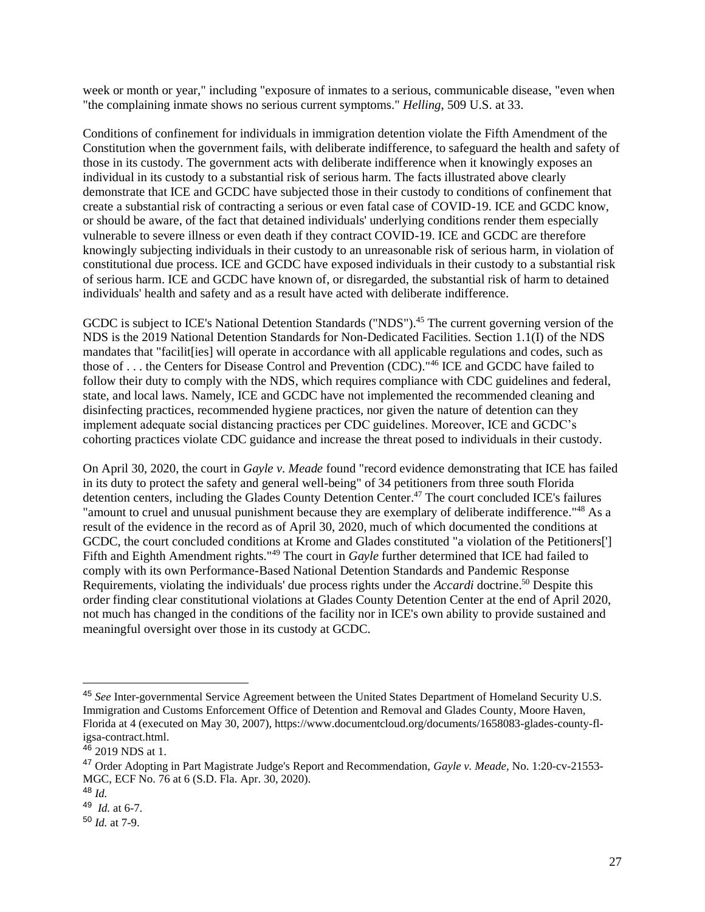week or month or year," including "exposure of inmates to a serious, communicable disease, "even when "the complaining inmate shows no serious current symptoms." *Helling*, 509 U.S. at 33.

Conditions of confinement for individuals in immigration detention violate the Fifth Amendment of the Constitution when the government fails, with deliberate indifference, to safeguard the health and safety of those in its custody. The government acts with deliberate indifference when it knowingly exposes an individual in its custody to a substantial risk of serious harm. The facts illustrated above clearly demonstrate that ICE and GCDC have subjected those in their custody to conditions of confinement that create a substantial risk of contracting a serious or even fatal case of COVID-19. ICE and GCDC know, or should be aware, of the fact that detained individuals' underlying conditions render them especially vulnerable to severe illness or even death if they contract COVID-19. ICE and GCDC are therefore knowingly subjecting individuals in their custody to an unreasonable risk of serious harm, in violation of constitutional due process. ICE and GCDC have exposed individuals in their custody to a substantial risk of serious harm. ICE and GCDC have known of, or disregarded, the substantial risk of harm to detained individuals' health and safety and as a result have acted with deliberate indifference.

GCDC is subject to ICE's National Detention Standards ("NDS").[45] The current governing version of the NDS is the 2019 National Detention Standards for Non-Dedicated Facilities. Section 1.1(I) of the NDS mandates that "facilit[ies] will operate in accordance with all applicable regulations and codes, such as those of . . . the Centers for Disease Control and Prevention (CDC)."[46] ICE and GCDC have failed to follow their duty to comply with the NDS, which requires compliance with CDC guidelines and federal, state, and local laws. Namely, ICE and GCDC have not implemented the recommended cleaning and disinfecting practices, recommended hygiene practices, nor given the nature of detention can they implement adequate social distancing practices per CDC guidelines. Moreover, ICE and GCDC's cohorting practices violate CDC guidance and increase the threat posed to individuals in their custody.

On April 30, 2020, the court in *Gayle v. Meade* found "record evidence demonstrating that ICE has failed in its duty to protect the safety and general well-being" of 34 petitioners from three south Florida detention centers, including the Glades County Detention Center.[47] The court concluded ICE's failures "amount to cruel and unusual punishment because they are exemplary of deliberate indifference."[48] As a result of the evidence in the record as of April 30, 2020, much of which documented the conditions at GCDC, the court concluded conditions at Krome and Glades constituted "a violation of the Petitioners['] Fifth and Eighth Amendment rights."[49] The court in *Gayle* further determined that ICE had failed to comply with its own Performance-Based National Detention Standards and Pandemic Response Requirements, violating the individuals' due process rights under the *Accardi* doctrine.[50] Despite this order finding clear constitutional violations at Glades County Detention Center at the end of April 2020, not much has changed in the conditions of the facility nor in ICE's own ability to provide sustained and meaningful oversight over those in its custody at GCDC.

---

[45] *See* Inter-governmental Service Agreement between the United States Department of Homeland Security U.S. Immigration and Customs Enforcement Office of Detention and Removal and Glades County, Moore Haven, Florida at 4 (executed on May 30, 2007), https://www.documentcloud.org/documents/1658083-glades-county-fl-igsa-contract.html.

[46] 2019 NDS at 1.

[47] Order Adopting in Part Magistrate Judge's Report and Recommendation, *Gayle v. Meade,* No. 1:20-cv-21553-MGC, ECF No. 76 at 6 (S.D. Fla. Apr. 30, 2020).

[48] *Id.*

[49] *Id.* at 6-7.

[50] *Id.* at 7-9.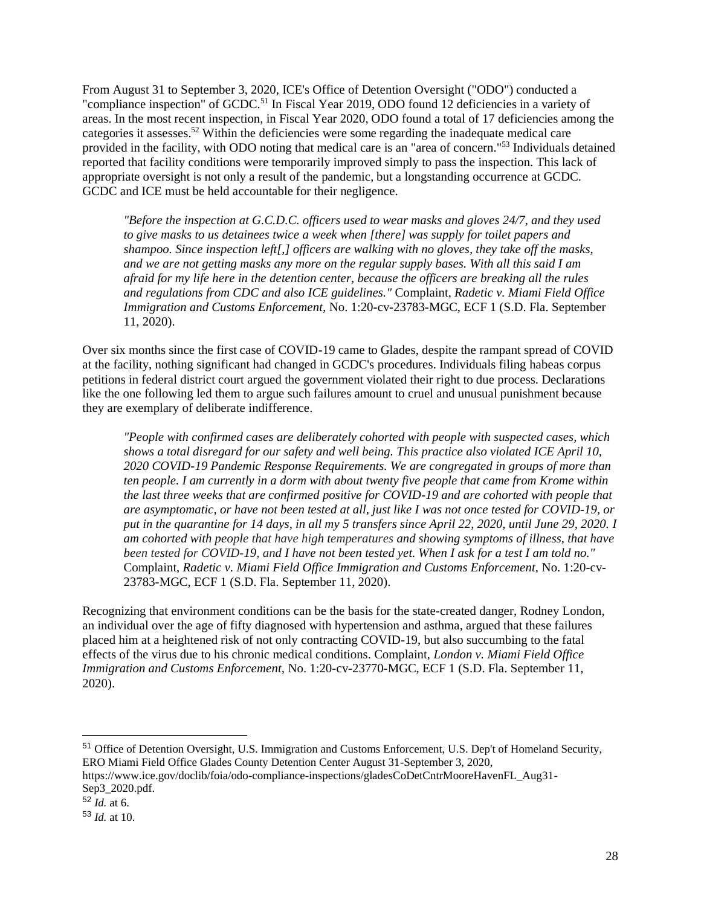From August 31 to September 3, 2020, ICE's Office of Detention Oversight ("ODO") conducted a "compliance inspection" of GCDC.[51] In Fiscal Year 2019, ODO found 12 deficiencies in a variety of areas. In the most recent inspection, in Fiscal Year 2020, ODO found a total of 17 deficiencies among the categories it assesses.[52] Within the deficiencies were some regarding the inadequate medical care provided in the facility, with ODO noting that medical care is an "area of concern."[53] Individuals detained reported that facility conditions were temporarily improved simply to pass the inspection. This lack of appropriate oversight is not only a result of the pandemic, but a longstanding occurrence at GCDC. GCDC and ICE must be held accountable for their negligence.

> *"Before the inspection at G.C.D.C. officers used to wear masks and gloves 24/7, and they used to give masks to us detainees twice a week when [there] was supply for toilet papers and shampoo. Since inspection left[,] officers are walking with no gloves, they take off the masks, and we are not getting masks any more on the regular supply bases. With all this said I am afraid for my life here in the detention center, because the officers are breaking all the rules and regulations from CDC and also ICE guidelines."* Complaint, *Radetic v. Miami Field Office Immigration and Customs Enforcement*, No. 1:20-cv-23783-MGC, ECF 1 (S.D. Fla. September 11, 2020).

Over six months since the first case of COVID-19 came to Glades, despite the rampant spread of COVID at the facility, nothing significant had changed in GCDC's procedures. Individuals filing habeas corpus petitions in federal district court argued the government violated their right to due process. Declarations like the one following led them to argue such failures amount to cruel and unusual punishment because they are exemplary of deliberate indifference.

> *"People with confirmed cases are deliberately cohorted with people with suspected cases, which shows a total disregard for our safety and well being. This practice also violated ICE April 10, 2020 COVID-19 Pandemic Response Requirements. We are congregated in groups of more than ten people. I am currently in a dorm with about twenty five people that came from Krome within the last three weeks that are confirmed positive for COVID-19 and are cohorted with people that are asymptomatic, or have not been tested at all, just like I was not once tested for COVID-19, or put in the quarantine for 14 days, in all my 5 transfers since April 22, 2020, until June 29, 2020. I am cohorted with people that have high temperatures and showing symptoms of illness, that have been tested for COVID-19, and I have not been tested yet. When I ask for a test I am told no."* Complaint, *Radetic v. Miami Field Office Immigration and Customs Enforcement*, No. 1:20-cv-23783-MGC, ECF 1 (S.D. Fla. September 11, 2020).

Recognizing that environment conditions can be the basis for the state-created danger, Rodney London, an individual over the age of fifty diagnosed with hypertension and asthma, argued that these failures placed him at a heightened risk of not only contracting COVID-19, but also succumbing to the fatal effects of the virus due to his chronic medical conditions. Complaint, *London v. Miami Field Office Immigration and Customs Enforcement*, No. 1:20-cv-23770-MGC, ECF 1 (S.D. Fla. September 11, 2020).

---

[51] Office of Detention Oversight, U.S. Immigration and Customs Enforcement, U.S. Dep't of Homeland Security, ERO Miami Field Office Glades County Detention Center August 31-September 3, 2020, https://www.ice.gov/doclib/foia/odo-compliance-inspections/gladesCoDetCntrMooreHavenFL_Aug31-Sep3_2020.pdf.

[52] *Id.* at 6.

[53] *Id.* at 10.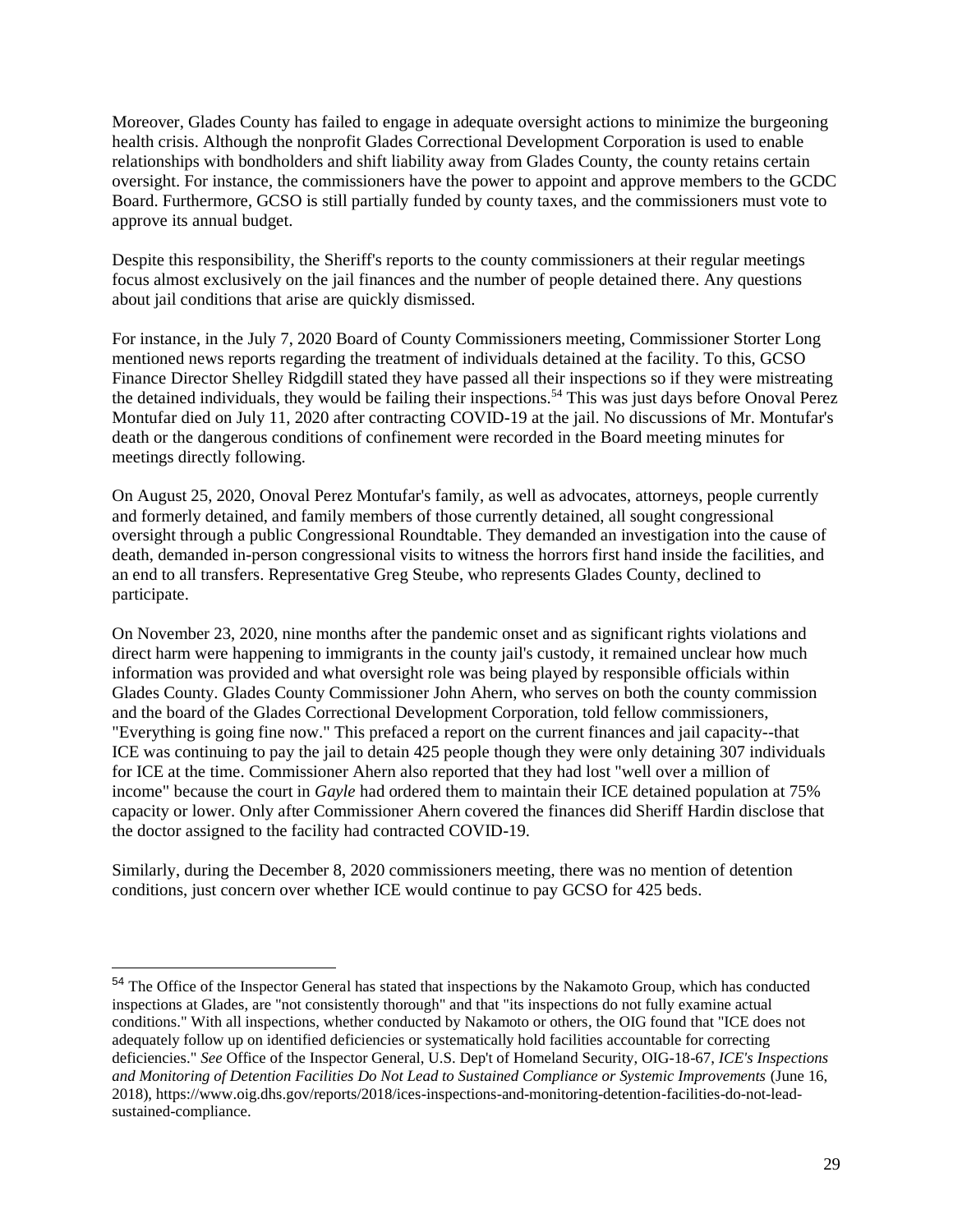Moreover, Glades County has failed to engage in adequate oversight actions to minimize the burgeoning health crisis. Although the nonprofit Glades Correctional Development Corporation is used to enable relationships with bondholders and shift liability away from Glades County, the county retains certain oversight. For instance, the commissioners have the power to appoint and approve members to the GCDC Board. Furthermore, GCSO is still partially funded by county taxes, and the commissioners must vote to approve its annual budget.

Despite this responsibility, the Sheriff's reports to the county commissioners at their regular meetings focus almost exclusively on the jail finances and the number of people detained there. Any questions about jail conditions that arise are quickly dismissed.

For instance, in the July 7, 2020 Board of County Commissioners meeting, Commissioner Storter Long mentioned news reports regarding the treatment of individuals detained at the facility. To this, GCSO Finance Director Shelley Ridgdill stated they have passed all their inspections so if they were mistreating the detained individuals, they would be failing their inspections.[54] This was just days before Onoval Perez Montufar died on July 11, 2020 after contracting COVID-19 at the jail. No discussions of Mr. Montufar's death or the dangerous conditions of confinement were recorded in the Board meeting minutes for meetings directly following.

On August 25, 2020, Onoval Perez Montufar's family, as well as advocates, attorneys, people currently and formerly detained, and family members of those currently detained, all sought congressional oversight through a public Congressional Roundtable. They demanded an investigation into the cause of death, demanded in-person congressional visits to witness the horrors first hand inside the facilities, and an end to all transfers. Representative Greg Steube, who represents Glades County, declined to participate.

On November 23, 2020, nine months after the pandemic onset and as significant rights violations and direct harm were happening to immigrants in the county jail's custody, it remained unclear how much information was provided and what oversight role was being played by responsible officials within Glades County. Glades County Commissioner John Ahern, who serves on both the county commission and the board of the Glades Correctional Development Corporation, told fellow commissioners, "Everything is going fine now." This prefaced a report on the current finances and jail capacity--that ICE was continuing to pay the jail to detain 425 people though they were only detaining 307 individuals for ICE at the time. Commissioner Ahern also reported that they had lost "well over a million of income" because the court in *Gayle* had ordered them to maintain their ICE detained population at 75% capacity or lower. Only after Commissioner Ahern covered the finances did Sheriff Hardin disclose that the doctor assigned to the facility had contracted COVID-19.

Similarly, during the December 8, 2020 commissioners meeting, there was no mention of detention conditions, just concern over whether ICE would continue to pay GCSO for 425 beds.

---

[54] The Office of the Inspector General has stated that inspections by the Nakamoto Group, which has conducted inspections at Glades, are "not consistently thorough" and that "its inspections do not fully examine actual conditions." With all inspections, whether conducted by Nakamoto or others, the OIG found that "ICE does not adequately follow up on identified deficiencies or systematically hold facilities accountable for correcting deficiencies." *See* Office of the Inspector General, U.S. Dep't of Homeland Security, OIG-18-67, *ICE's Inspections and Monitoring of Detention Facilities Do Not Lead to Sustained Compliance or Systemic Improvements* (June 16, 2018), https://www.oig.dhs.gov/reports/2018/ices-inspections-and-monitoring-detention-facilities-do-not-lead-sustained-compliance.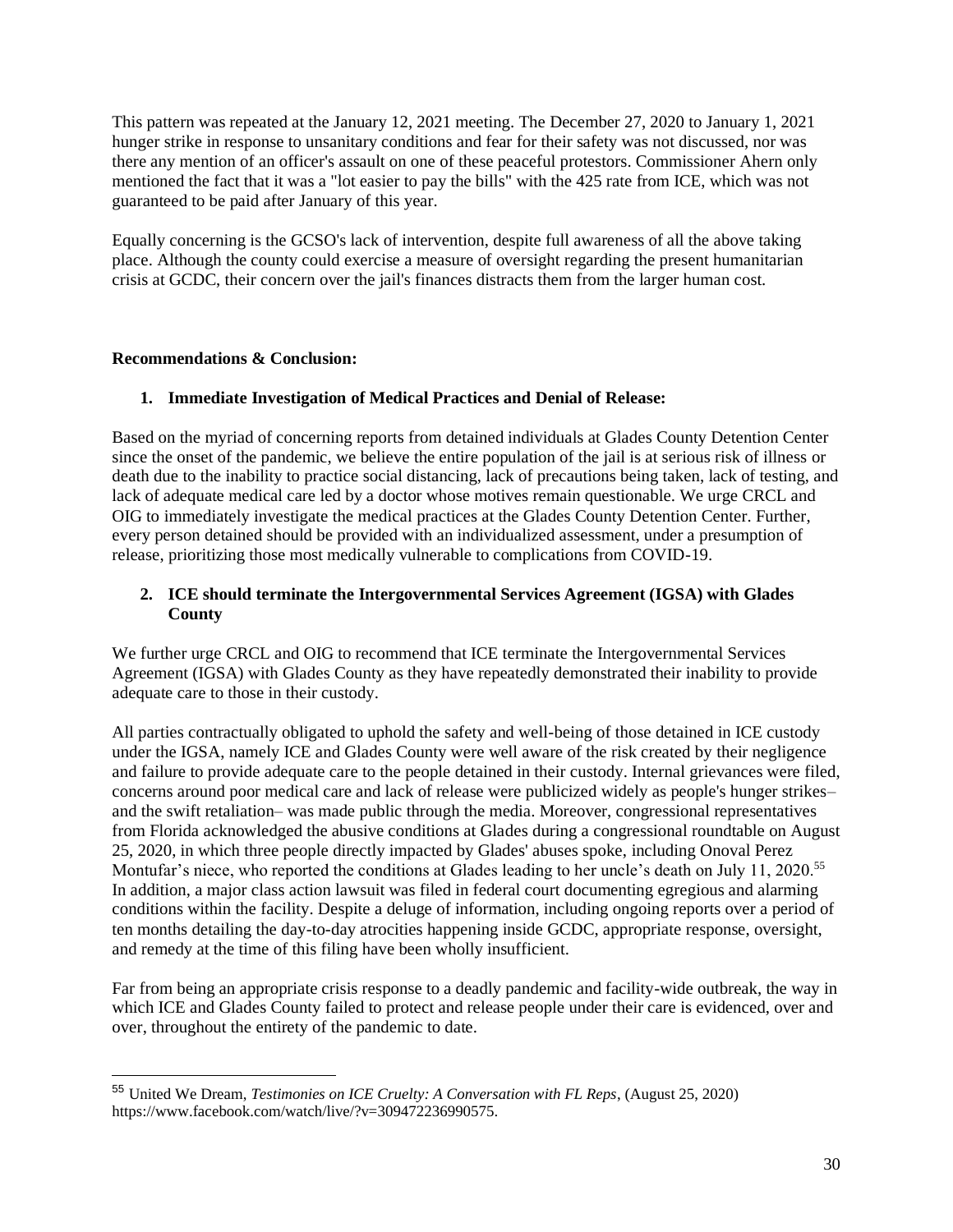This pattern was repeated at the January 12, 2021 meeting. The December 27, 2020 to January 1, 2021 hunger strike in response to unsanitary conditions and fear for their safety was not discussed, nor was there any mention of an officer's assault on one of these peaceful protestors. Commissioner Ahern only mentioned the fact that it was a "lot easier to pay the bills" with the 425 rate from ICE, which was not guaranteed to be paid after January of this year.

Equally concerning is the GCSO's lack of intervention, despite full awareness of all the above taking place. Although the county could exercise a measure of oversight regarding the present humanitarian crisis at GCDC, their concern over the jail's finances distracts them from the larger human cost.

**Recommendations & Conclusion:**

1. **Immediate Investigation of Medical Practices and Denial of Release:**

Based on the myriad of concerning reports from detained individuals at Glades County Detention Center since the onset of the pandemic, we believe the entire population of the jail is at serious risk of illness or death due to the inability to practice social distancing, lack of precautions being taken, lack of testing, and lack of adequate medical care led by a doctor whose motives remain questionable. We urge CRCL and OIG to immediately investigate the medical practices at the Glades County Detention Center. Further, every person detained should be provided with an individualized assessment, under a presumption of release, prioritizing those most medically vulnerable to complications from COVID-19.

2. **ICE should terminate the Intergovernmental Services Agreement (IGSA) with Glades County**

We further urge CRCL and OIG to recommend that ICE terminate the Intergovernmental Services Agreement (IGSA) with Glades County as they have repeatedly demonstrated their inability to provide adequate care to those in their custody.

All parties contractually obligated to uphold the safety and well-being of those detained in ICE custody under the IGSA, namely ICE and Glades County were well aware of the risk created by their negligence and failure to provide adequate care to the people detained in their custody. Internal grievances were filed, concerns around poor medical care and lack of release were publicized widely as people's hunger strikes– and the swift retaliation– was made public through the media. Moreover, congressional representatives from Florida acknowledged the abusive conditions at Glades during a congressional roundtable on August 25, 2020, in which three people directly impacted by Glades' abuses spoke, including Onoval Perez Montufar's niece, who reported the conditions at Glades leading to her uncle's death on July 11, 2020.[55] In addition, a major class action lawsuit was filed in federal court documenting egregious and alarming conditions within the facility. Despite a deluge of information, including ongoing reports over a period of ten months detailing the day-to-day atrocities happening inside GCDC, appropriate response, oversight, and remedy at the time of this filing have been wholly insufficient.

Far from being an appropriate crisis response to a deadly pandemic and facility-wide outbreak, the way in which ICE and Glades County failed to protect and release people under their care is evidenced, over and over, throughout the entirety of the pandemic to date.

---

[55] United We Dream, *Testimonies on ICE Cruelty: A Conversation with FL Reps*, (August 25, 2020) https://www.facebook.com/watch/live/?v=309472236990575.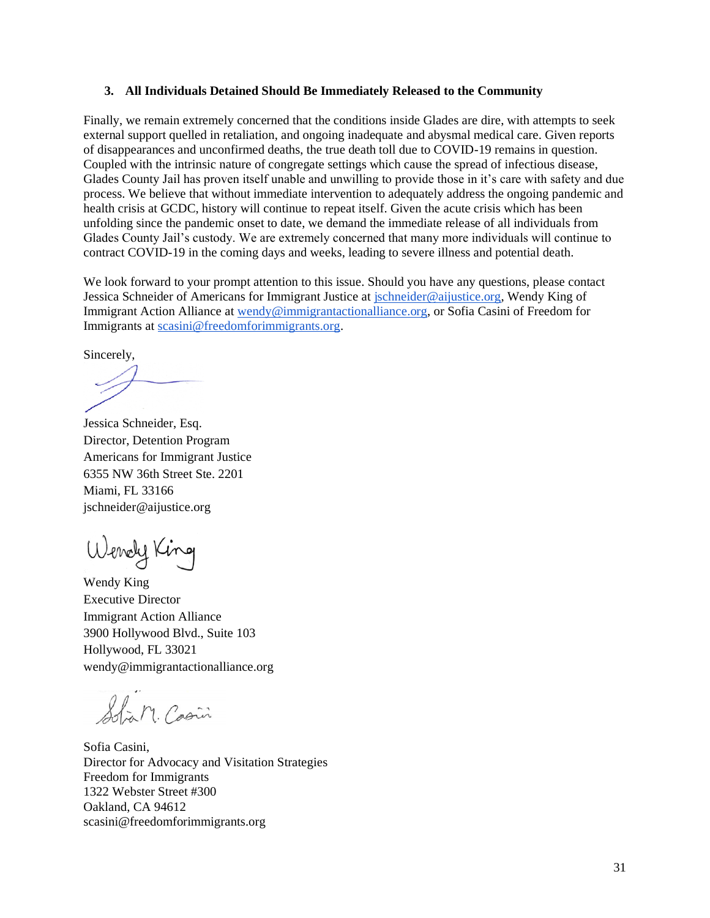### 3. All Individuals Detained Should Be Immediately Released to the Community

Finally, we remain extremely concerned that the conditions inside Glades are dire, with attempts to seek external support quelled in retaliation, and ongoing inadequate and abysmal medical care. Given reports of disappearances and unconfirmed deaths, the true death toll due to COVID-19 remains in question. Coupled with the intrinsic nature of congregate settings which cause the spread of infectious disease, Glades County Jail has proven itself unable and unwilling to provide those in it's care with safety and due process. We believe that without immediate intervention to adequately address the ongoing pandemic and health crisis at GCDC, history will continue to repeat itself. Given the acute crisis which has been unfolding since the pandemic onset to date, we demand the immediate release of all individuals from Glades County Jail's custody. We are extremely concerned that many more individuals will continue to contract COVID-19 in the coming days and weeks, leading to severe illness and potential death.

We look forward to your prompt attention to this issue. Should you have any questions, please contact Jessica Schneider of Americans for Immigrant Justice at jschneider@aijustice.org, Wendy King of Immigrant Action Alliance at wendy@immigrantactionalliance.org, or Sofia Casini of Freedom for Immigrants at scasini@freedomforimmigrants.org.

Sincerely,

Jessica Schneider, Esq.
Director, Detention Program
Americans for Immigrant Justice
6355 NW 36th Street Ste. 2201
Miami, FL 33166
jschneider@aijustice.org

Wendy King
Executive Director
Immigrant Action Alliance
3900 Hollywood Blvd., Suite 103
Hollywood, FL 33021
wendy@immigrantactionalliance.org

Sofia Casini,
Director for Advocacy and Visitation Strategies
Freedom for Immigrants
1322 Webster Street #300
Oakland, CA 94612
scasini@freedomforimmigrants.org